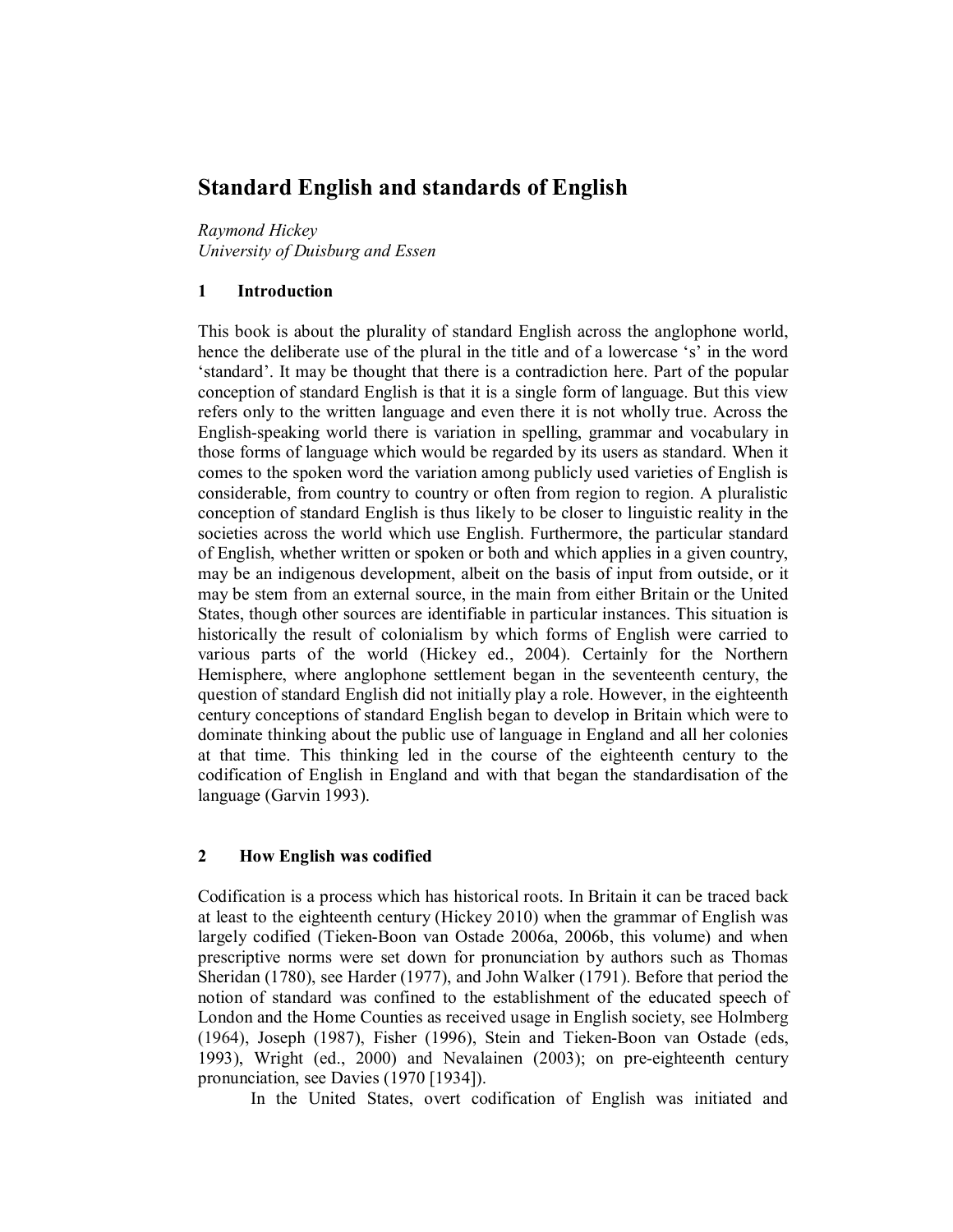# Standard English and standards of English

*Raymond Hickey*
*University of Duisburg and Essen*

## 1 Introduction

This book is about the plurality of standard English across the anglophone world, hence the deliberate use of the plural in the title and of a lowercase 's' in the word 'standard'. It may be thought that there is a contradiction here. Part of the popular conception of standard English is that it is a single form of language. But this view refers only to the written language and even there it is not wholly true. Across the English-speaking world there is variation in spelling, grammar and vocabulary in those forms of language which would be regarded by its users as standard. When it comes to the spoken word the variation among publicly used varieties of English is considerable, from country to country or often from region to region. A pluralistic conception of standard English is thus likely to be closer to linguistic reality in the societies across the world which use English. Furthermore, the particular standard of English, whether written or spoken or both and which applies in a given country, may be an indigenous development, albeit on the basis of input from outside, or it may be stem from an external source, in the main from either Britain or the United States, though other sources are identifiable in particular instances. This situation is historically the result of colonialism by which forms of English were carried to various parts of the world (Hickey ed., 2004). Certainly for the Northern Hemisphere, where anglophone settlement began in the seventeenth century, the question of standard English did not initially play a role. However, in the eighteenth century conceptions of standard English began to develop in Britain which were to dominate thinking about the public use of language in England and all her colonies at that time. This thinking led in the course of the eighteenth century to the codification of English in England and with that began the standardisation of the language (Garvin 1993).

## 2 How English was codified

Codification is a process which has historical roots. In Britain it can be traced back at least to the eighteenth century (Hickey 2010) when the grammar of English was largely codified (Tieken-Boon van Ostade 2006a, 2006b, this volume) and when prescriptive norms were set down for pronunciation by authors such as Thomas Sheridan (1780), see Harder (1977), and John Walker (1791). Before that period the notion of standard was confined to the establishment of the educated speech of London and the Home Counties as received usage in English society, see Holmberg (1964), Joseph (1987), Fisher (1996), Stein and Tieken-Boon van Ostade (eds, 1993), Wright (ed., 2000) and Nevalainen (2003); on pre-eighteenth century pronunciation, see Davies (1970 [1934]).

In the United States, overt codification of English was initiated and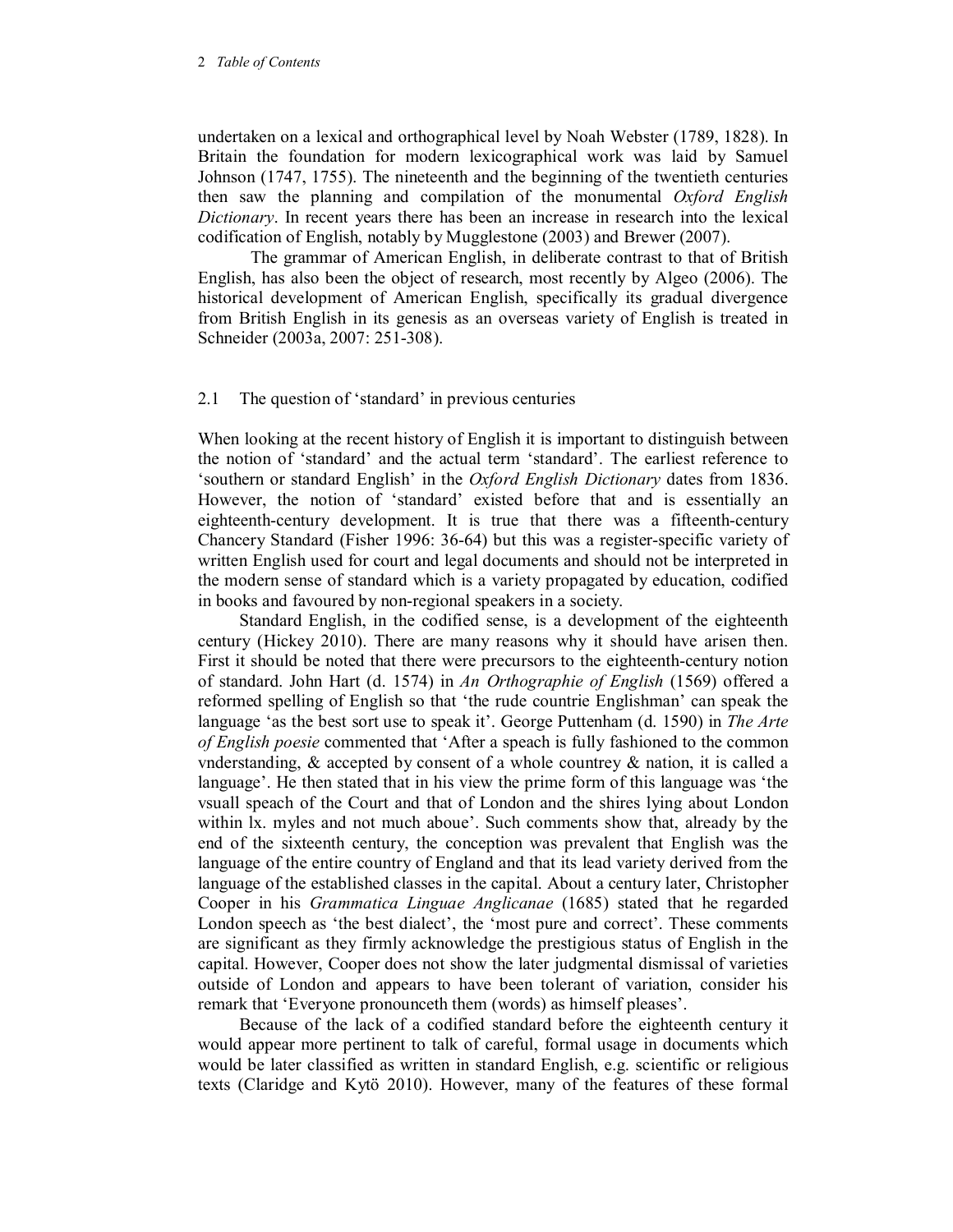undertaken on a lexical and orthographical level by Noah Webster (1789, 1828). In Britain the foundation for modern lexicographical work was laid by Samuel Johnson (1747, 1755). The nineteenth and the beginning of the twentieth centuries then saw the planning and compilation of the monumental *Oxford English Dictionary*. In recent years there has been an increase in research into the lexical codification of English, notably by Mugglestone (2003) and Brewer (2007).

The grammar of American English, in deliberate contrast to that of British English, has also been the object of research, most recently by Algeo (2006). The historical development of American English, specifically its gradual divergence from British English in its genesis as an overseas variety of English is treated in Schneider (2003a, 2007: 251-308).

## 2.1 The question of 'standard' in previous centuries

When looking at the recent history of English it is important to distinguish between the notion of 'standard' and the actual term 'standard'. The earliest reference to 'southern or standard English' in the *Oxford English Dictionary* dates from 1836. However, the notion of 'standard' existed before that and is essentially an eighteenth-century development. It is true that there was a fifteenth-century Chancery Standard (Fisher 1996: 36-64) but this was a register-specific variety of written English used for court and legal documents and should not be interpreted in the modern sense of standard which is a variety propagated by education, codified in books and favoured by non-regional speakers in a society.

Standard English, in the codified sense, is a development of the eighteenth century (Hickey 2010). There are many reasons why it should have arisen then. First it should be noted that there were precursors to the eighteenth-century notion of standard. John Hart (d. 1574) in *An Orthographie of English* (1569) offered a reformed spelling of English so that 'the rude countrie Englishman' can speak the language 'as the best sort use to speak it'. George Puttenham (d. 1590) in *The Arte of English poesie* commented that 'After a speach is fully fashioned to the common vnderstanding, & accepted by consent of a whole countrey & nation, it is called a language'. He then stated that in his view the prime form of this language was 'the vsuall speach of the Court and that of London and the shires lying about London within lx. myles and not much aboue'. Such comments show that, already by the end of the sixteenth century, the conception was prevalent that English was the language of the entire country of England and that its lead variety derived from the language of the established classes in the capital. About a century later, Christopher Cooper in his *Grammatica Linguae Anglicanae* (1685) stated that he regarded London speech as 'the best dialect', the 'most pure and correct'. These comments are significant as they firmly acknowledge the prestigious status of English in the capital. However, Cooper does not show the later judgmental dismissal of varieties outside of London and appears to have been tolerant of variation, consider his remark that 'Everyone pronounceth them (words) as himself pleases'.

Because of the lack of a codified standard before the eighteenth century it would appear more pertinent to talk of careful, formal usage in documents which would be later classified as written in standard English, e.g. scientific or religious texts (Claridge and Kytö 2010). However, many of the features of these formal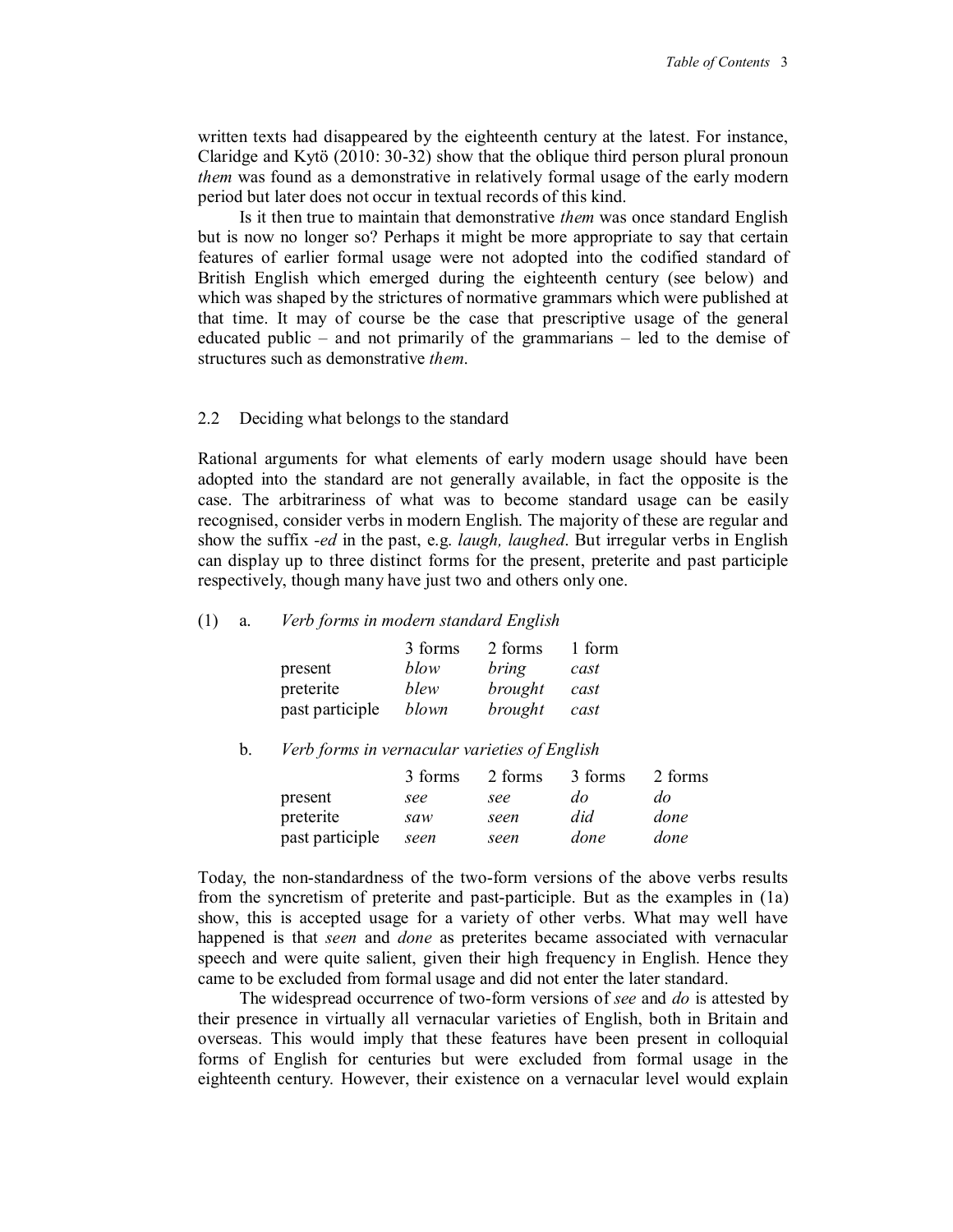written texts had disappeared by the eighteenth century at the latest. For instance, Claridge and Kytö (2010: 30-32) show that the oblique third person plural pronoun *them* was found as a demonstrative in relatively formal usage of the early modern period but later does not occur in textual records of this kind.

Is it then true to maintain that demonstrative *them* was once standard English but is now no longer so? Perhaps it might be more appropriate to say that certain features of earlier formal usage were not adopted into the codified standard of British English which emerged during the eighteenth century (see below) and which was shaped by the strictures of normative grammars which were published at that time. It may of course be the case that prescriptive usage of the general educated public – and not primarily of the grammarians – led to the demise of structures such as demonstrative *them*.

## 2.2 Deciding what belongs to the standard

Rational arguments for what elements of early modern usage should have been adopted into the standard are not generally available, in fact the opposite is the case. The arbitrariness of what was to become standard usage can be easily recognised, consider verbs in modern English. The majority of these are regular and show the suffix *-ed* in the past, e.g. *laugh, laughed*. But irregular verbs in English can display up to three distinct forms for the present, preterite and past participle respectively, though many have just two and others only one.

(1) a. *Verb forms in modern standard English*

| | 3 forms | 2 forms | 1 form |
|---|---|---|---|
| present | *blow* | *bring* | *cast* |
| preterite | *blew* | *brought* | *cast* |
| past participle | *blown* | *brought* | *cast* |

b. *Verb forms in vernacular varieties of English*

| | 3 forms | 2 forms | 3 forms | 2 forms |
|---|---|---|---|---|
| present | *see* | *see* | *do* | *do* |
| preterite | *saw* | *seen* | *did* | *done* |
| past participle | *seen* | *seen* | *done* | *done* |

Today, the non-standardness of the two-form versions of the above verbs results from the syncretism of preterite and past-participle. But as the examples in (1a) show, this is accepted usage for a variety of other verbs. What may well have happened is that *seen* and *done* as preterites became associated with vernacular speech and were quite salient, given their high frequency in English. Hence they came to be excluded from formal usage and did not enter the later standard.

The widespread occurrence of two-form versions of *see* and *do* is attested by their presence in virtually all vernacular varieties of English, both in Britain and overseas. This would imply that these features have been present in colloquial forms of English for centuries but were excluded from formal usage in the eighteenth century. However, their existence on a vernacular level would explain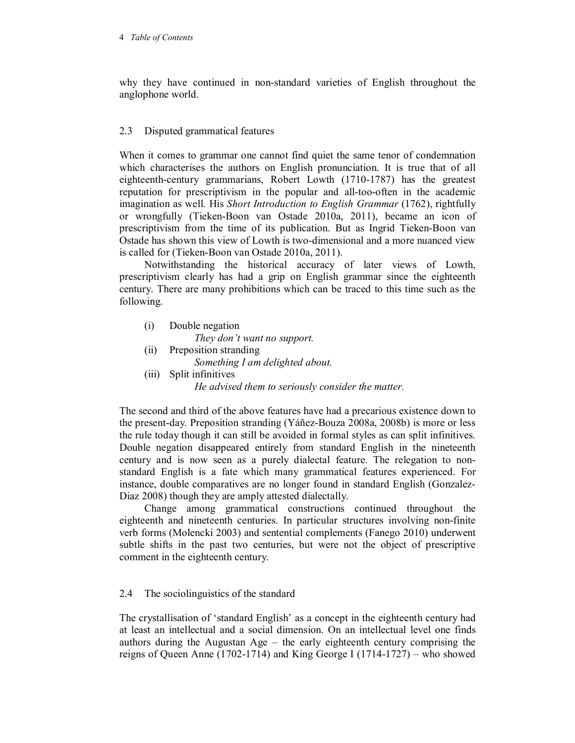why they have continued in non-standard varieties of English throughout the anglophone world.

## 2.3 Disputed grammatical features

When it comes to grammar one cannot find quiet the same tenor of condemnation which characterises the authors on English pronunciation. It is true that of all eighteenth-century grammarians, Robert Lowth (1710-1787) has the greatest reputation for prescriptivism in the popular and all-too-often in the academic imagination as well. His *Short Introduction to English Grammar* (1762), rightfully or wrongfully (Tieken-Boon van Ostade 2010a, 2011), became an icon of prescriptivism from the time of its publication. But as Ingrid Tieken-Boon van Ostade has shown this view of Lowth is two-dimensional and a more nuanced view is called for (Tieken-Boon van Ostade 2010a, 2011).

Notwithstanding the historical accuracy of later views of Lowth, prescriptivism clearly has had a grip on English grammar since the eighteenth century. There are many prohibitions which can be traced to this time such as the following.

(i) Double negation
*They don't want no support.*
(ii) Preposition stranding
*Something I am delighted about.*
(iii) Split infinitives
*He advised them to seriously consider the matter.*

The second and third of the above features have had a precarious existence down to the present-day. Preposition stranding (Yáñez-Bouza 2008a, 2008b) is more or less the rule today though it can still be avoided in formal styles as can split infinitives. Double negation disappeared entirely from standard English in the nineteenth century and is now seen as a purely dialectal feature. The relegation to non-standard English is a fate which many grammatical features experienced. For instance, double comparatives are no longer found in standard English (Gonzalez-Diaz 2008) though they are amply attested dialectally.

Change among grammatical constructions continued throughout the eighteenth and nineteenth centuries. In particular structures involving non-finite verb forms (Molencki 2003) and sentential complements (Fanego 2010) underwent subtle shifts in the past two centuries, but were not the object of prescriptive comment in the eighteenth century.

## 2.4 The sociolinguistics of the standard

The crystallisation of 'standard English' as a concept in the eighteenth century had at least an intellectual and a social dimension. On an intellectual level one finds authors during the Augustan Age – the early eighteenth century comprising the reigns of Queen Anne (1702-1714) and King George I (1714-1727) – who showed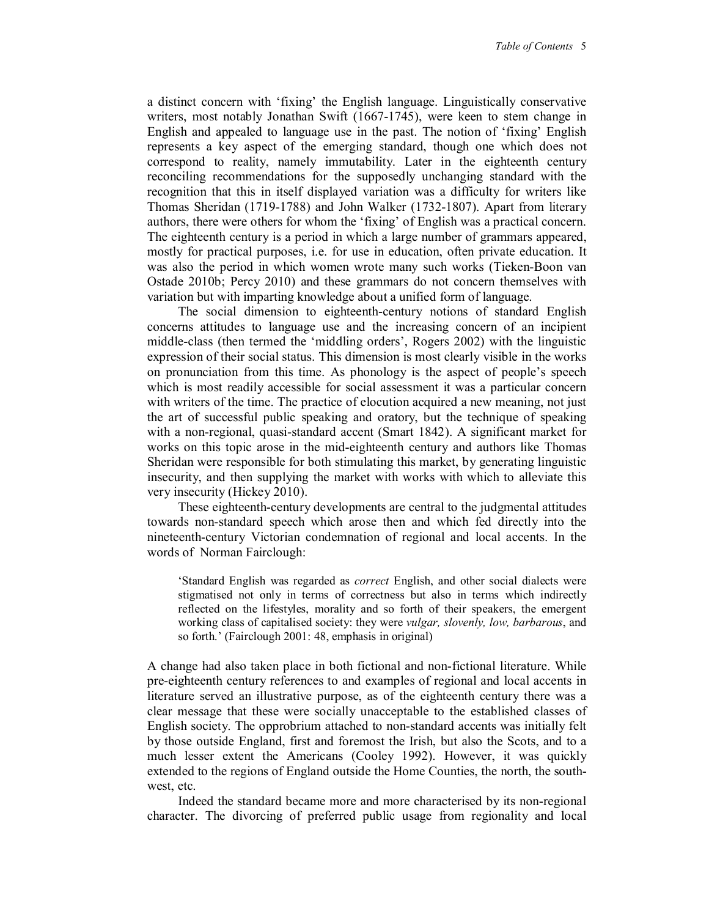a distinct concern with 'fixing' the English language. Linguistically conservative writers, most notably Jonathan Swift (1667-1745), were keen to stem change in English and appealed to language use in the past. The notion of 'fixing' English represents a key aspect of the emerging standard, though one which does not correspond to reality, namely immutability. Later in the eighteenth century reconciling recommendations for the supposedly unchanging standard with the recognition that this in itself displayed variation was a difficulty for writers like Thomas Sheridan (1719-1788) and John Walker (1732-1807). Apart from literary authors, there were others for whom the 'fixing' of English was a practical concern. The eighteenth century is a period in which a large number of grammars appeared, mostly for practical purposes, i.e. for use in education, often private education. It was also the period in which women wrote many such works (Tieken-Boon van Ostade 2010b; Percy 2010) and these grammars do not concern themselves with variation but with imparting knowledge about a unified form of language.

The social dimension to eighteenth-century notions of standard English concerns attitudes to language use and the increasing concern of an incipient middle-class (then termed the 'middling orders', Rogers 2002) with the linguistic expression of their social status. This dimension is most clearly visible in the works on pronunciation from this time. As phonology is the aspect of people's speech which is most readily accessible for social assessment it was a particular concern with writers of the time. The practice of elocution acquired a new meaning, not just the art of successful public speaking and oratory, but the technique of speaking with a non-regional, quasi-standard accent (Smart 1842). A significant market for works on this topic arose in the mid-eighteenth century and authors like Thomas Sheridan were responsible for both stimulating this market, by generating linguistic insecurity, and then supplying the market with works with which to alleviate this very insecurity (Hickey 2010).

These eighteenth-century developments are central to the judgmental attitudes towards non-standard speech which arose then and which fed directly into the nineteenth-century Victorian condemnation of regional and local accents. In the words of Norman Fairclough:

> 'Standard English was regarded as *correct* English, and other social dialects were stigmatised not only in terms of correctness but also in terms which indirectly reflected on the lifestyles, morality and so forth of their speakers, the emergent working class of capitalised society: they were *vulgar, slovenly, low, barbarous*, and so forth.' (Fairclough 2001: 48, emphasis in original)

A change had also taken place in both fictional and non-fictional literature. While pre-eighteenth century references to and examples of regional and local accents in literature served an illustrative purpose, as of the eighteenth century there was a clear message that these were socially unacceptable to the established classes of English society. The opprobrium attached to non-standard accents was initially felt by those outside England, first and foremost the Irish, but also the Scots, and to a much lesser extent the Americans (Cooley 1992). However, it was quickly extended to the regions of England outside the Home Counties, the north, the south-west, etc.

Indeed the standard became more and more characterised by its non-regional character. The divorcing of preferred public usage from regionality and local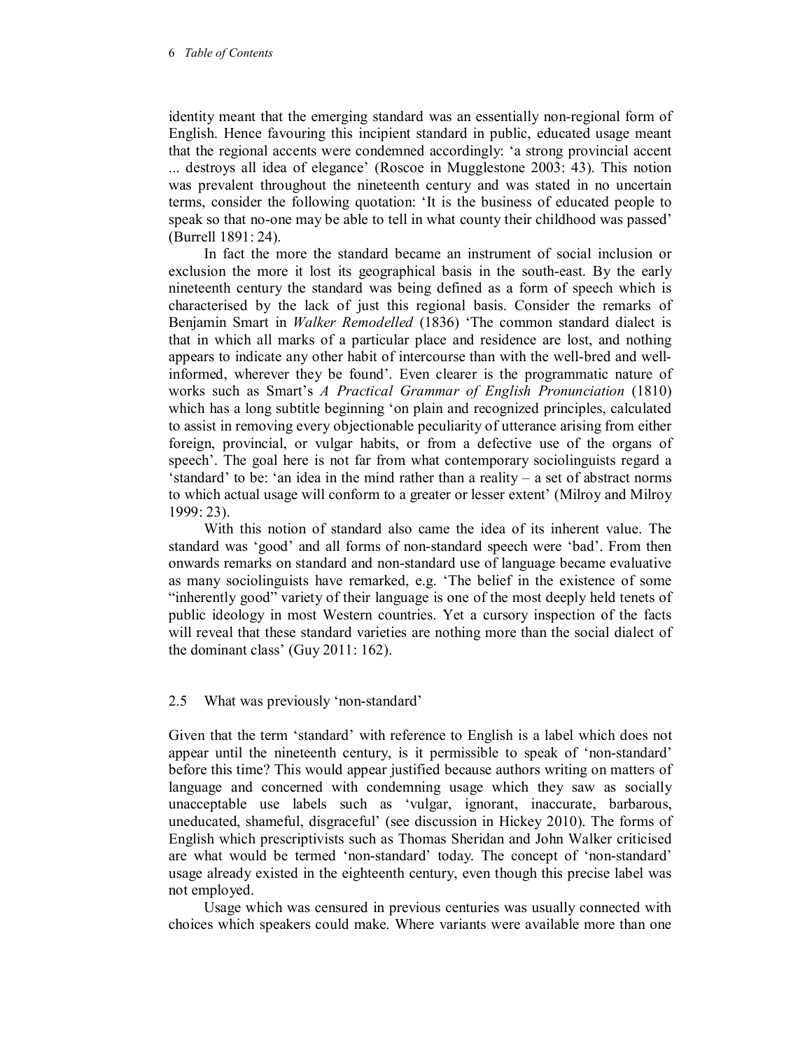identity meant that the emerging standard was an essentially non-regional form of English. Hence favouring this incipient standard in public, educated usage meant that the regional accents were condemned accordingly: 'a strong provincial accent ... destroys all idea of elegance' (Roscoe in Mugglestone 2003: 43). This notion was prevalent throughout the nineteenth century and was stated in no uncertain terms, consider the following quotation: 'It is the business of educated people to speak so that no-one may be able to tell in what county their childhood was passed' (Burrell 1891: 24).

In fact the more the standard became an instrument of social inclusion or exclusion the more it lost its geographical basis in the south-east. By the early nineteenth century the standard was being defined as a form of speech which is characterised by the lack of just this regional basis. Consider the remarks of Benjamin Smart in *Walker Remodelled* (1836) 'The common standard dialect is that in which all marks of a particular place and residence are lost, and nothing appears to indicate any other habit of intercourse than with the well-bred and well-informed, wherever they be found'. Even clearer is the programmatic nature of works such as Smart's *A Practical Grammar of English Pronunciation* (1810) which has a long subtitle beginning 'on plain and recognized principles, calculated to assist in removing every objectionable peculiarity of utterance arising from either foreign, provincial, or vulgar habits, or from a defective use of the organs of speech'. The goal here is not far from what contemporary sociolinguists regard a 'standard' to be: 'an idea in the mind rather than a reality – a set of abstract norms to which actual usage will conform to a greater or lesser extent' (Milroy and Milroy 1999: 23).

With this notion of standard also came the idea of its inherent value. The standard was 'good' and all forms of non-standard speech were 'bad'. From then onwards remarks on standard and non-standard use of language became evaluative as many sociolinguists have remarked, e.g. 'The belief in the existence of some "inherently good" variety of their language is one of the most deeply held tenets of public ideology in most Western countries. Yet a cursory inspection of the facts will reveal that these standard varieties are nothing more than the social dialect of the dominant class' (Guy 2011: 162).

## 2.5 What was previously 'non-standard'

Given that the term 'standard' with reference to English is a label which does not appear until the nineteenth century, is it permissible to speak of 'non-standard' before this time? This would appear justified because authors writing on matters of language and concerned with condemning usage which they saw as socially unacceptable use labels such as 'vulgar, ignorant, inaccurate, barbarous, uneducated, shameful, disgraceful' (see discussion in Hickey 2010). The forms of English which prescriptivists such as Thomas Sheridan and John Walker criticised are what would be termed 'non-standard' today. The concept of 'non-standard' usage already existed in the eighteenth century, even though this precise label was not employed.

Usage which was censured in previous centuries was usually connected with choices which speakers could make. Where variants were available more than one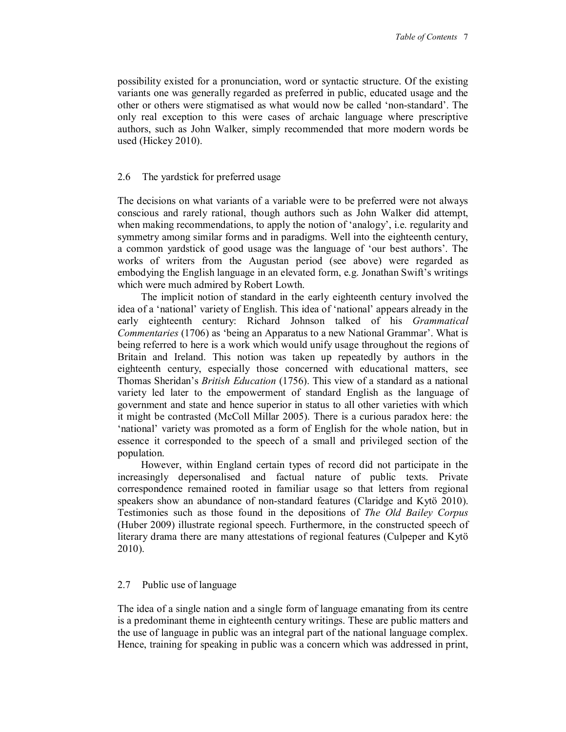possibility existed for a pronunciation, word or syntactic structure. Of the existing variants one was generally regarded as preferred in public, educated usage and the other or others were stigmatised as what would now be called 'non-standard'. The only real exception to this were cases of archaic language where prescriptive authors, such as John Walker, simply recommended that more modern words be used (Hickey 2010).

## 2.6 The yardstick for preferred usage

The decisions on what variants of a variable were to be preferred were not always conscious and rarely rational, though authors such as John Walker did attempt, when making recommendations, to apply the notion of 'analogy', i.e. regularity and symmetry among similar forms and in paradigms. Well into the eighteenth century, a common yardstick of good usage was the language of 'our best authors'. The works of writers from the Augustan period (see above) were regarded as embodying the English language in an elevated form, e.g. Jonathan Swift's writings which were much admired by Robert Lowth.

The implicit notion of standard in the early eighteenth century involved the idea of a 'national' variety of English. This idea of 'national' appears already in the early eighteenth century: Richard Johnson talked of his *Grammatical Commentaries* (1706) as 'being an Apparatus to a new National Grammar'. What is being referred to here is a work which would unify usage throughout the regions of Britain and Ireland. This notion was taken up repeatedly by authors in the eighteenth century, especially those concerned with educational matters, see Thomas Sheridan's *British Education* (1756). This view of a standard as a national variety led later to the empowerment of standard English as the language of government and state and hence superior in status to all other varieties with which it might be contrasted (McColl Millar 2005). There is a curious paradox here: the 'national' variety was promoted as a form of English for the whole nation, but in essence it corresponded to the speech of a small and privileged section of the population.

However, within England certain types of record did not participate in the increasingly depersonalised and factual nature of public texts. Private correspondence remained rooted in familiar usage so that letters from regional speakers show an abundance of non-standard features (Claridge and Kytö 2010). Testimonies such as those found in the depositions of *The Old Bailey Corpus* (Huber 2009) illustrate regional speech. Furthermore, in the constructed speech of literary drama there are many attestations of regional features (Culpeper and Kytö 2010).

## 2.7 Public use of language

The idea of a single nation and a single form of language emanating from its centre is a predominant theme in eighteenth century writings. These are public matters and the use of language in public was an integral part of the national language complex. Hence, training for speaking in public was a concern which was addressed in print,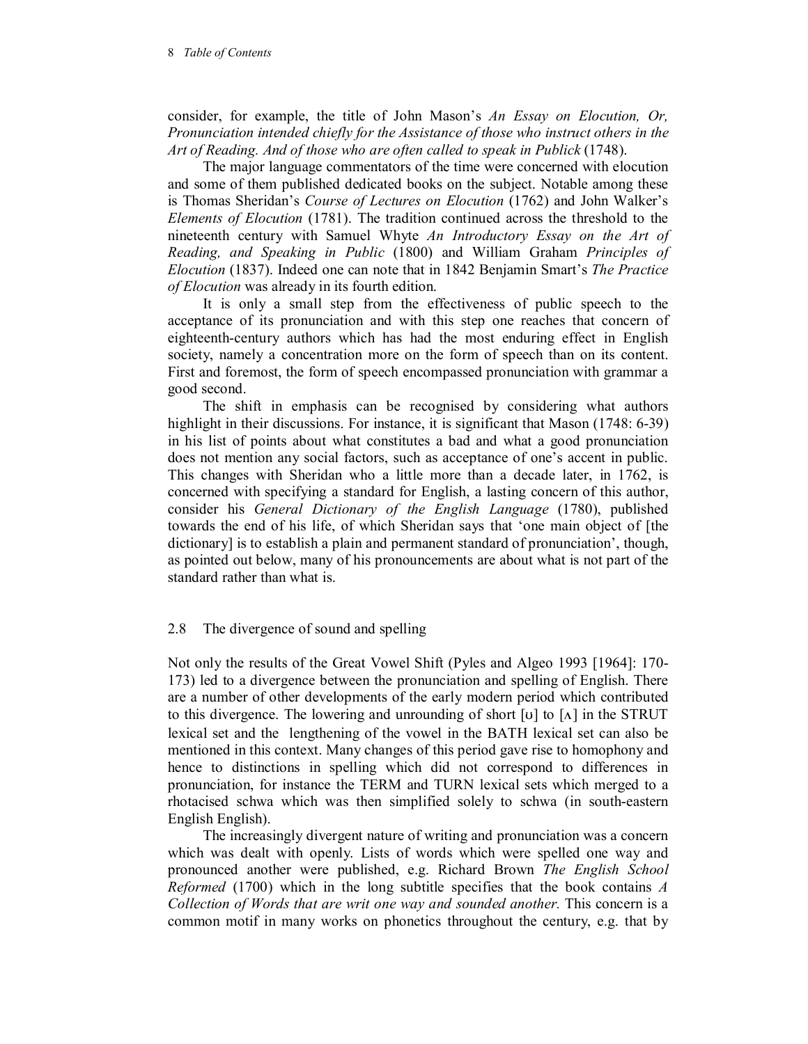consider, for example, the title of John Mason's *An Essay on Elocution, Or, Pronunciation intended chiefly for the Assistance of those who instruct others in the Art of Reading. And of those who are often called to speak in Publick* (1748).

The major language commentators of the time were concerned with elocution and some of them published dedicated books on the subject. Notable among these is Thomas Sheridan's *Course of Lectures on Elocution* (1762) and John Walker's *Elements of Elocution* (1781). The tradition continued across the threshold to the nineteenth century with Samuel Whyte *An Introductory Essay on the Art of Reading, and Speaking in Public* (1800) and William Graham *Principles of Elocution* (1837). Indeed one can note that in 1842 Benjamin Smart's *The Practice of Elocution* was already in its fourth edition.

It is only a small step from the effectiveness of public speech to the acceptance of its pronunciation and with this step one reaches that concern of eighteenth-century authors which has had the most enduring effect in English society, namely a concentration more on the form of speech than on its content. First and foremost, the form of speech encompassed pronunciation with grammar a good second.

The shift in emphasis can be recognised by considering what authors highlight in their discussions. For instance, it is significant that Mason (1748: 6-39) in his list of points about what constitutes a bad and what a good pronunciation does not mention any social factors, such as acceptance of one's accent in public. This changes with Sheridan who a little more than a decade later, in 1762, is concerned with specifying a standard for English, a lasting concern of this author, consider his *General Dictionary of the English Language* (1780), published towards the end of his life, of which Sheridan says that 'one main object of [the dictionary] is to establish a plain and permanent standard of pronunciation', though, as pointed out below, many of his pronouncements are about what is not part of the standard rather than what is.

## 2.8 The divergence of sound and spelling

Not only the results of the Great Vowel Shift (Pyles and Algeo 1993 [1964]: 170-173) led to a divergence between the pronunciation and spelling of English. There are a number of other developments of the early modern period which contributed to this divergence. The lowering and unrounding of short [ʊ] to [ʌ] in the STRUT lexical set and the lengthening of the vowel in the BATH lexical set can also be mentioned in this context. Many changes of this period gave rise to homophony and hence to distinctions in spelling which did not correspond to differences in pronunciation, for instance the TERM and TURN lexical sets which merged to a rhotacised schwa which was then simplified solely to schwa (in south-eastern English English).

The increasingly divergent nature of writing and pronunciation was a concern which was dealt with openly. Lists of words which were spelled one way and pronounced another were published, e.g. Richard Brown *The English School Reformed* (1700) which in the long subtitle specifies that the book contains *A Collection of Words that are writ one way and sounded another.* This concern is a common motif in many works on phonetics throughout the century, e.g. that by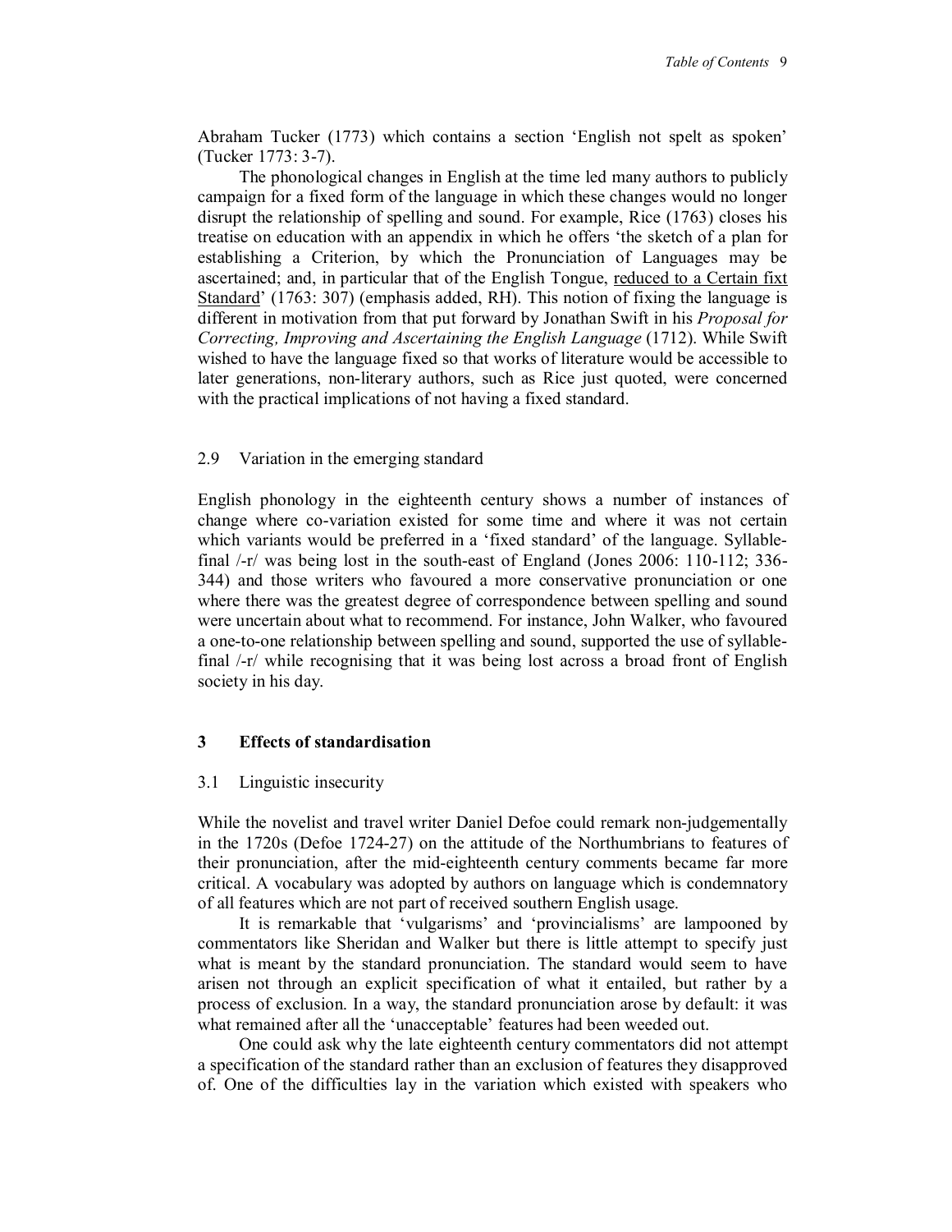Abraham Tucker (1773) which contains a section 'English not spelt as spoken' (Tucker 1773: 3-7).

The phonological changes in English at the time led many authors to publicly campaign for a fixed form of the language in which these changes would no longer disrupt the relationship of spelling and sound. For example, Rice (1763) closes his treatise on education with an appendix in which he offers 'the sketch of a plan for establishing a Criterion, by which the Pronunciation of Languages may be ascertained; and, in particular that of the English Tongue, <u>reduced to a Certain fixt Standard</u>' (1763: 307) (emphasis added, RH). This notion of fixing the language is different in motivation from that put forward by Jonathan Swift in his *Proposal for Correcting, Improving and Ascertaining the English Language* (1712). While Swift wished to have the language fixed so that works of literature would be accessible to later generations, non-literary authors, such as Rice just quoted, were concerned with the practical implications of not having a fixed standard.

### 2.9 Variation in the emerging standard

English phonology in the eighteenth century shows a number of instances of change where co-variation existed for some time and where it was not certain which variants would be preferred in a 'fixed standard' of the language. Syllable-final /-r/ was being lost in the south-east of England (Jones 2006: 110-112; 336-344) and those writers who favoured a more conservative pronunciation or one where there was the greatest degree of correspondence between spelling and sound were uncertain about what to recommend. For instance, John Walker, who favoured a one-to-one relationship between spelling and sound, supported the use of syllable-final /-r/ while recognising that it was being lost across a broad front of English society in his day.

## 3 Effects of standardisation

### 3.1 Linguistic insecurity

While the novelist and travel writer Daniel Defoe could remark non-judgementally in the 1720s (Defoe 1724-27) on the attitude of the Northumbrians to features of their pronunciation, after the mid-eighteenth century comments became far more critical. A vocabulary was adopted by authors on language which is condemnatory of all features which are not part of received southern English usage.

It is remarkable that 'vulgarisms' and 'provincialisms' are lampooned by commentators like Sheridan and Walker but there is little attempt to specify just what is meant by the standard pronunciation. The standard would seem to have arisen not through an explicit specification of what it entailed, but rather by a process of exclusion. In a way, the standard pronunciation arose by default: it was what remained after all the 'unacceptable' features had been weeded out.

One could ask why the late eighteenth century commentators did not attempt a specification of the standard rather than an exclusion of features they disapproved of. One of the difficulties lay in the variation which existed with speakers who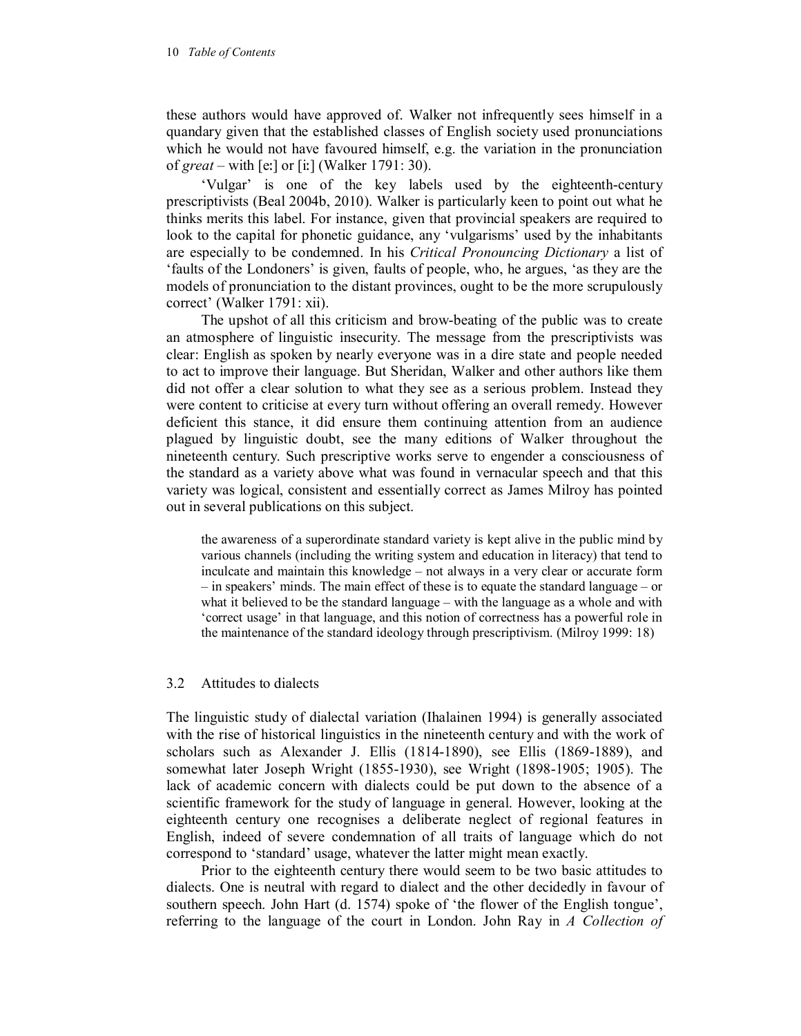these authors would have approved of. Walker not infrequently sees himself in a quandary given that the established classes of English society used pronunciations which he would not have favoured himself, e.g. the variation in the pronunciation of *great* – with [eː] or [iː] (Walker 1791: 30).

'Vulgar' is one of the key labels used by the eighteenth-century prescriptivists (Beal 2004b, 2010). Walker is particularly keen to point out what he thinks merits this label. For instance, given that provincial speakers are required to look to the capital for phonetic guidance, any 'vulgarisms' used by the inhabitants are especially to be condemned. In his *Critical Pronouncing Dictionary* a list of 'faults of the Londoners' is given, faults of people, who, he argues, 'as they are the models of pronunciation to the distant provinces, ought to be the more scrupulously correct' (Walker 1791: xii).

The upshot of all this criticism and brow-beating of the public was to create an atmosphere of linguistic insecurity. The message from the prescriptivists was clear: English as spoken by nearly everyone was in a dire state and people needed to act to improve their language. But Sheridan, Walker and other authors like them did not offer a clear solution to what they see as a serious problem. Instead they were content to criticise at every turn without offering an overall remedy. However deficient this stance, it did ensure them continuing attention from an audience plagued by linguistic doubt, see the many editions of Walker throughout the nineteenth century. Such prescriptive works serve to engender a consciousness of the standard as a variety above what was found in vernacular speech and that this variety was logical, consistent and essentially correct as James Milroy has pointed out in several publications on this subject.

> the awareness of a superordinate standard variety is kept alive in the public mind by various channels (including the writing system and education in literacy) that tend to inculcate and maintain this knowledge – not always in a very clear or accurate form – in speakers' minds. The main effect of these is to equate the standard language – or what it believed to be the standard language – with the language as a whole and with 'correct usage' in that language, and this notion of correctness has a powerful role in the maintenance of the standard ideology through prescriptivism. (Milroy 1999: 18)

## 3.2 Attitudes to dialects

The linguistic study of dialectal variation (Ihalainen 1994) is generally associated with the rise of historical linguistics in the nineteenth century and with the work of scholars such as Alexander J. Ellis (1814-1890), see Ellis (1869-1889), and somewhat later Joseph Wright (1855-1930), see Wright (1898-1905; 1905). The lack of academic concern with dialects could be put down to the absence of a scientific framework for the study of language in general. However, looking at the eighteenth century one recognises a deliberate neglect of regional features in English, indeed of severe condemnation of all traits of language which do not correspond to 'standard' usage, whatever the latter might mean exactly.

Prior to the eighteenth century there would seem to be two basic attitudes to dialects. One is neutral with regard to dialect and the other decidedly in favour of southern speech. John Hart (d. 1574) spoke of 'the flower of the English tongue', referring to the language of the court in London. John Ray in *A Collection of*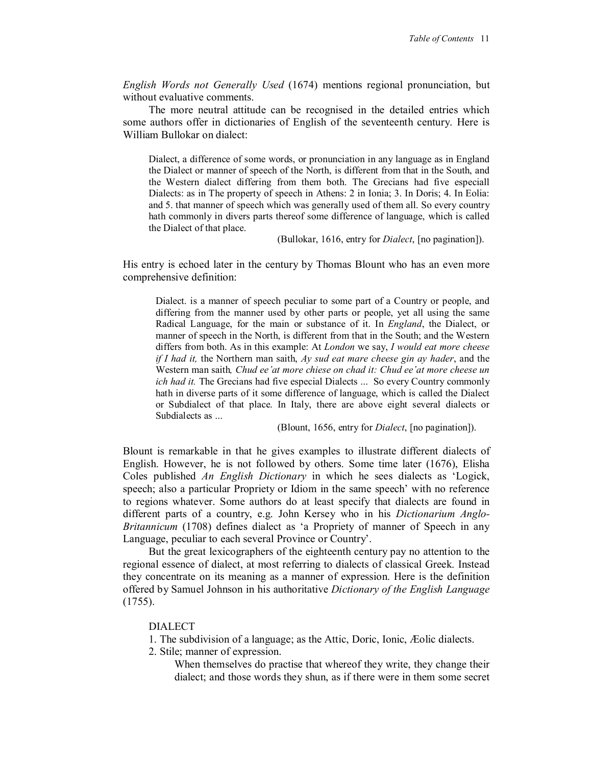*English Words not Generally Used* (1674) mentions regional pronunciation, but without evaluative comments.

The more neutral attitude can be recognised in the detailed entries which some authors offer in dictionaries of English of the seventeenth century. Here is William Bullokar on dialect:

> Dialect, a difference of some words, or pronunciation in any language as in England the Dialect or manner of speech of the North, is different from that in the South, and the Western dialect differing from them both. The Grecians had five especiall Dialects: as in The property of speech in Athens: 2 in Ionia; 3. In Doris; 4. In Eolia: and 5. that manner of speech which was generally used of them all. So every country hath commonly in divers parts thereof some difference of language, which is called the Dialect of that place.
>
> (Bullokar, 1616, entry for *Dialect*, [no pagination]).

His entry is echoed later in the century by Thomas Blount who has an even more comprehensive definition:

> Dialect. is a manner of speech peculiar to some part of a Country or people, and differing from the manner used by other parts or people, yet all using the same Radical Language, for the main or substance of it. In *England*, the Dialect, or manner of speech in the North, is different from that in the South; and the Western differs from both. As in this example: At *London* we say, *I would eat more cheese if I had it,* the Northern man saith, *Ay sud eat mare cheese gin ay hader*, and the Western man saith*, Chud ee'at more chiese on chad it: Chud ee'at more cheese un ich had it.* The Grecians had five especial Dialects ... So every Country commonly hath in diverse parts of it some difference of language, which is called the Dialect or Subdialect of that place. In Italy, there are above eight several dialects or Subdialects as ...
>
> (Blount, 1656, entry for *Dialect*, [no pagination]).

Blount is remarkable in that he gives examples to illustrate different dialects of English. However, he is not followed by others. Some time later (1676), Elisha Coles published *An English Dictionary* in which he sees dialects as 'Logick, speech; also a particular Propriety or Idiom in the same speech' with no reference to regions whatever. Some authors do at least specify that dialects are found in different parts of a country, e.g. John Kersey who in his *Dictionarium Anglo-Britannicum* (1708) defines dialect as 'a Propriety of manner of Speech in any Language, peculiar to each several Province or Country'.

But the great lexicographers of the eighteenth century pay no attention to the regional essence of dialect, at most referring to dialects of classical Greek. Instead they concentrate on its meaning as a manner of expression. Here is the definition offered by Samuel Johnson in his authoritative *Dictionary of the English Language* (1755).

> DIALECT
>
> 1. The subdivision of a language; as the Attic, Doric, Ionic, Æolic dialects.
> 2. Stile; manner of expression.
>
> When themselves do practise that whereof they write, they change their dialect; and those words they shun, as if there were in them some secret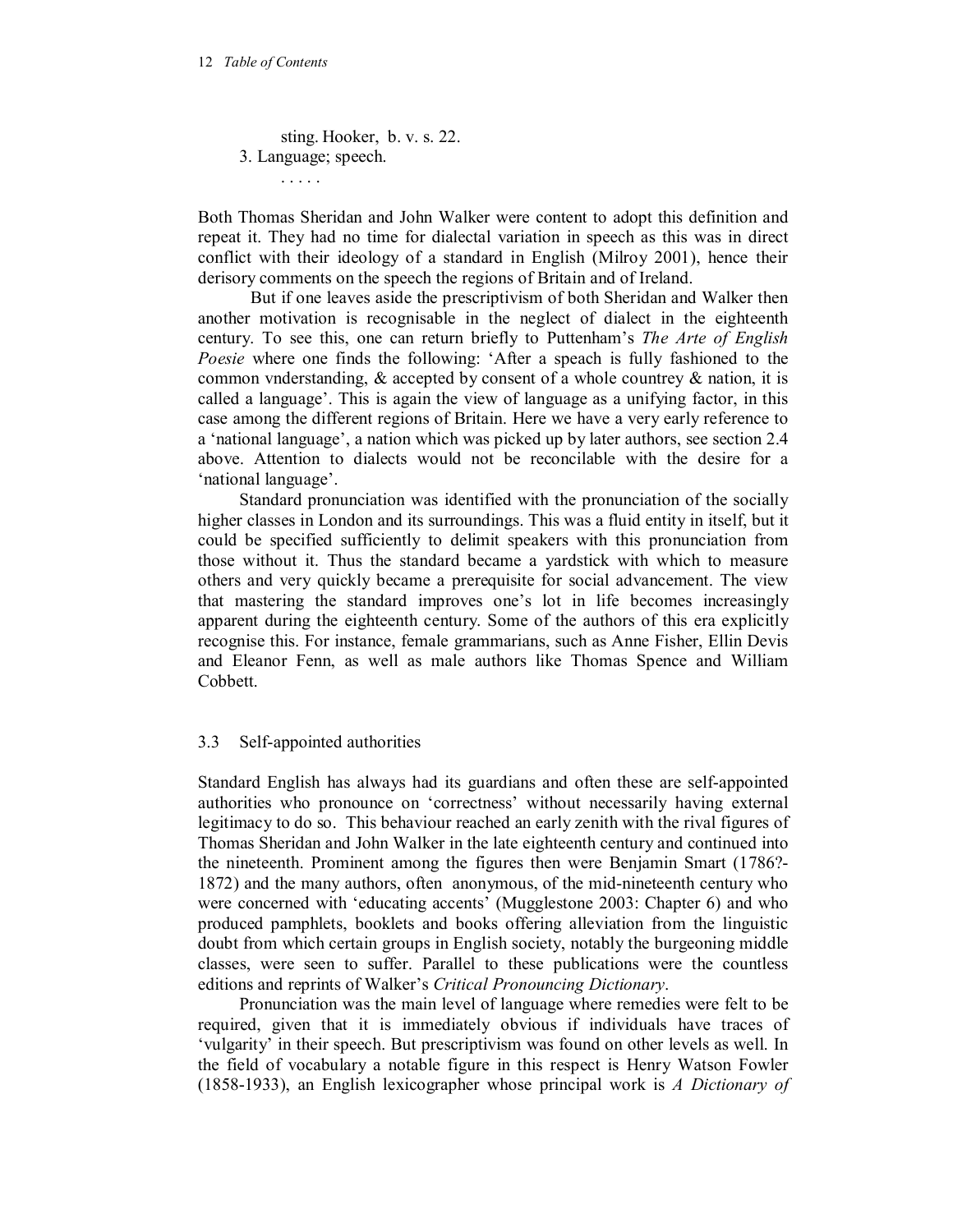sting. Hooker, b. v. s. 22.

3. Language; speech.

. . . . .

Both Thomas Sheridan and John Walker were content to adopt this definition and repeat it. They had no time for dialectal variation in speech as this was in direct conflict with their ideology of a standard in English (Milroy 2001), hence their derisory comments on the speech the regions of Britain and of Ireland.

But if one leaves aside the prescriptivism of both Sheridan and Walker then another motivation is recognisable in the neglect of dialect in the eighteenth century. To see this, one can return briefly to Puttenham's *The Arte of English Poesie* where one finds the following: 'After a speach is fully fashioned to the common vnderstanding, & accepted by consent of a whole countrey & nation, it is called a language'. This is again the view of language as a unifying factor, in this case among the different regions of Britain. Here we have a very early reference to a 'national language', a nation which was picked up by later authors, see section 2.4 above. Attention to dialects would not be reconcilable with the desire for a 'national language'.

Standard pronunciation was identified with the pronunciation of the socially higher classes in London and its surroundings. This was a fluid entity in itself, but it could be specified sufficiently to delimit speakers with this pronunciation from those without it. Thus the standard became a yardstick with which to measure others and very quickly became a prerequisite for social advancement. The view that mastering the standard improves one's lot in life becomes increasingly apparent during the eighteenth century. Some of the authors of this era explicitly recognise this. For instance, female grammarians, such as Anne Fisher, Ellin Devis and Eleanor Fenn, as well as male authors like Thomas Spence and William Cobbett.

## 3.3 Self-appointed authorities

Standard English has always had its guardians and often these are self-appointed authorities who pronounce on 'correctness' without necessarily having external legitimacy to do so. This behaviour reached an early zenith with the rival figures of Thomas Sheridan and John Walker in the late eighteenth century and continued into the nineteenth. Prominent among the figures then were Benjamin Smart (1786?-1872) and the many authors, often anonymous, of the mid-nineteenth century who were concerned with 'educating accents' (Mugglestone 2003: Chapter 6) and who produced pamphlets, booklets and books offering alleviation from the linguistic doubt from which certain groups in English society, notably the burgeoning middle classes, were seen to suffer. Parallel to these publications were the countless editions and reprints of Walker's *Critical Pronouncing Dictionary*.

Pronunciation was the main level of language where remedies were felt to be required, given that it is immediately obvious if individuals have traces of 'vulgarity' in their speech. But prescriptivism was found on other levels as well. In the field of vocabulary a notable figure in this respect is Henry Watson Fowler (1858-1933), an English lexicographer whose principal work is *A Dictionary of*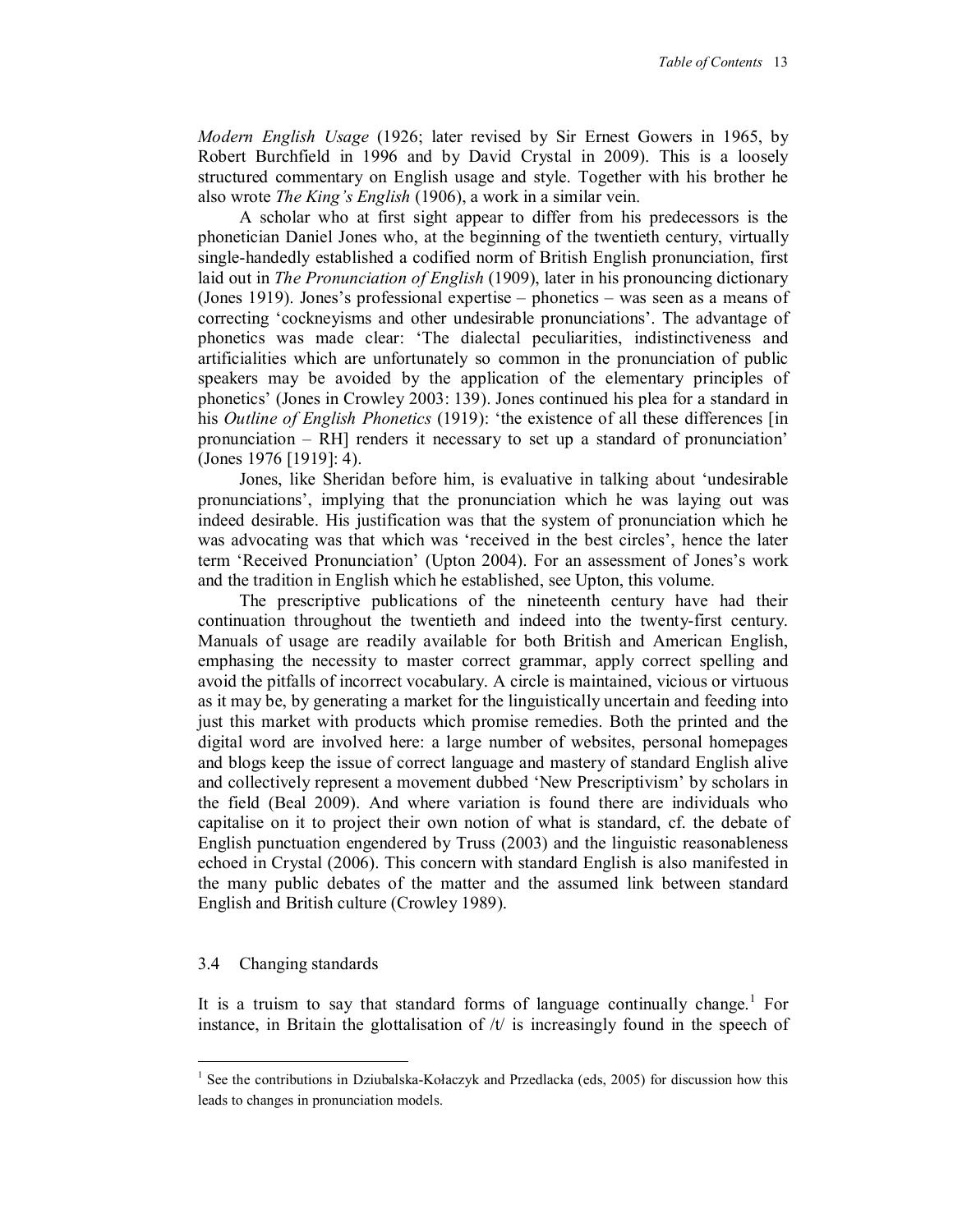*Modern English Usage* (1926; later revised by Sir Ernest Gowers in 1965, by Robert Burchfield in 1996 and by David Crystal in 2009). This is a loosely structured commentary on English usage and style. Together with his brother he also wrote *The King's English* (1906), a work in a similar vein.

A scholar who at first sight appear to differ from his predecessors is the phonetician Daniel Jones who, at the beginning of the twentieth century, virtually single-handedly established a codified norm of British English pronunciation, first laid out in *The Pronunciation of English* (1909), later in his pronouncing dictionary (Jones 1919). Jones's professional expertise – phonetics – was seen as a means of correcting 'cockneyisms and other undesirable pronunciations'. The advantage of phonetics was made clear: 'The dialectal peculiarities, indistinctiveness and artificialities which are unfortunately so common in the pronunciation of public speakers may be avoided by the application of the elementary principles of phonetics' (Jones in Crowley 2003: 139). Jones continued his plea for a standard in his *Outline of English Phonetics* (1919): 'the existence of all these differences [in pronunciation – RH] renders it necessary to set up a standard of pronunciation' (Jones 1976 [1919]: 4).

Jones, like Sheridan before him, is evaluative in talking about 'undesirable pronunciations', implying that the pronunciation which he was laying out was indeed desirable. His justification was that the system of pronunciation which he was advocating was that which was 'received in the best circles', hence the later term 'Received Pronunciation' (Upton 2004). For an assessment of Jones's work and the tradition in English which he established, see Upton, this volume.

The prescriptive publications of the nineteenth century have had their continuation throughout the twentieth and indeed into the twenty-first century. Manuals of usage are readily available for both British and American English, emphasing the necessity to master correct grammar, apply correct spelling and avoid the pitfalls of incorrect vocabulary. A circle is maintained, vicious or virtuous as it may be, by generating a market for the linguistically uncertain and feeding into just this market with products which promise remedies. Both the printed and the digital word are involved here: a large number of websites, personal homepages and blogs keep the issue of correct language and mastery of standard English alive and collectively represent a movement dubbed 'New Prescriptivism' by scholars in the field (Beal 2009). And where variation is found there are individuals who capitalise on it to project their own notion of what is standard, cf. the debate of English punctuation engendered by Truss (2003) and the linguistic reasonableness echoed in Crystal (2006). This concern with standard English is also manifested in the many public debates of the matter and the assumed link between standard English and British culture (Crowley 1989).

### 3.4 Changing standards

It is a truism to say that standard forms of language continually change.[1] For instance, in Britain the glottalisation of /t/ is increasingly found in the speech of

[1] See the contributions in Dziubalska-Kołaczyk and Przedlacka (eds, 2005) for discussion how this leads to changes in pronunciation models.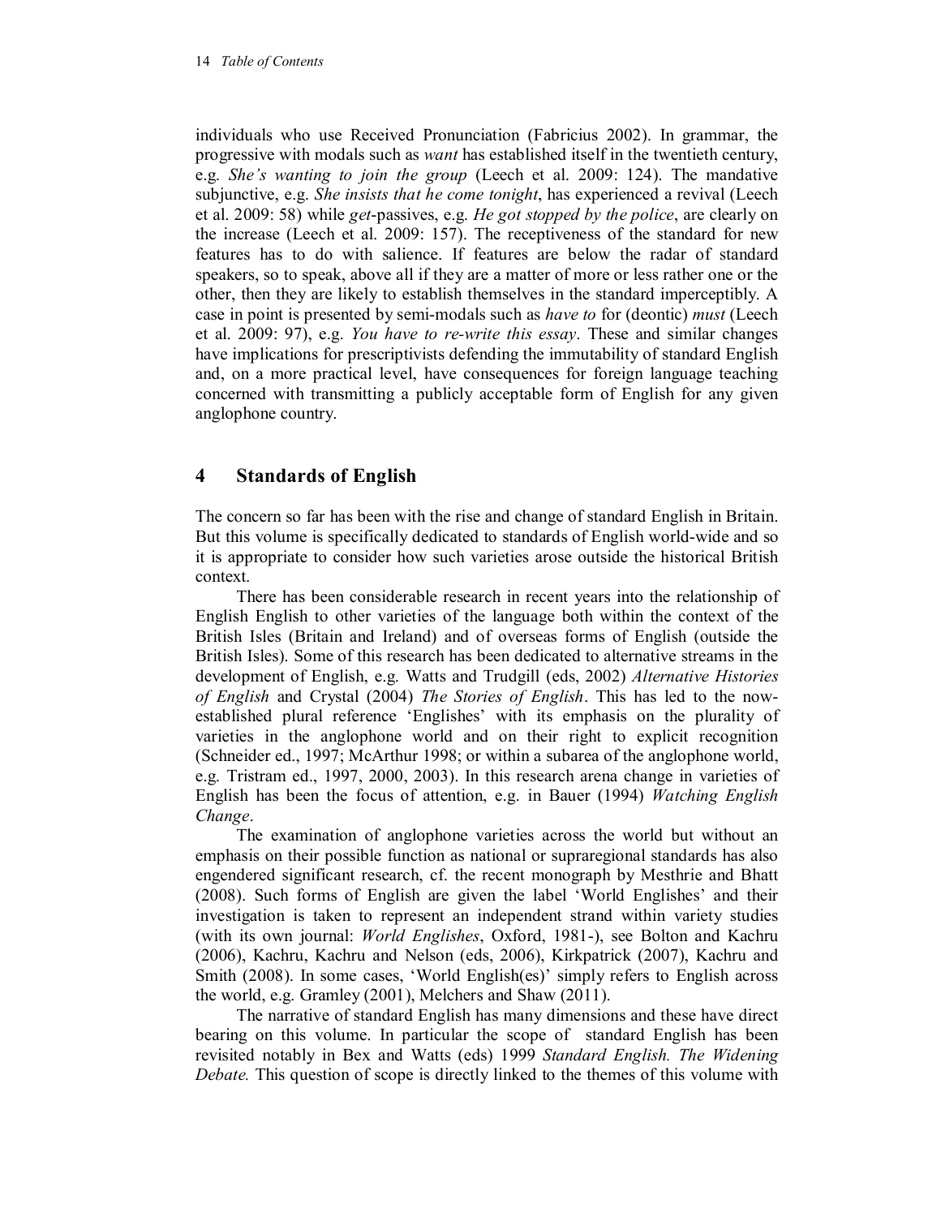individuals who use Received Pronunciation (Fabricius 2002). In grammar, the progressive with modals such as *want* has established itself in the twentieth century, e.g. *She's wanting to join the group* (Leech et al. 2009: 124). The mandative subjunctive, e.g. *She insists that he come tonight*, has experienced a revival (Leech et al. 2009: 58) while *get*-passives, e.g. *He got stopped by the police*, are clearly on the increase (Leech et al. 2009: 157). The receptiveness of the standard for new features has to do with salience. If features are below the radar of standard speakers, so to speak, above all if they are a matter of more or less rather one or the other, then they are likely to establish themselves in the standard imperceptibly. A case in point is presented by semi-modals such as *have to* for (deontic) *must* (Leech et al. 2009: 97), e.g. *You have to re-write this essay*. These and similar changes have implications for prescriptivists defending the immutability of standard English and, on a more practical level, have consequences for foreign language teaching concerned with transmitting a publicly acceptable form of English for any given anglophone country.

## 4 Standards of English

The concern so far has been with the rise and change of standard English in Britain. But this volume is specifically dedicated to standards of English world-wide and so it is appropriate to consider how such varieties arose outside the historical British context.

There has been considerable research in recent years into the relationship of English English to other varieties of the language both within the context of the British Isles (Britain and Ireland) and of overseas forms of English (outside the British Isles). Some of this research has been dedicated to alternative streams in the development of English, e.g. Watts and Trudgill (eds, 2002) *Alternative Histories of English* and Crystal (2004) *The Stories of English*. This has led to the now-established plural reference 'Englishes' with its emphasis on the plurality of varieties in the anglophone world and on their right to explicit recognition (Schneider ed., 1997; McArthur 1998; or within a subarea of the anglophone world, e.g. Tristram ed., 1997, 2000, 2003). In this research arena change in varieties of English has been the focus of attention, e.g. in Bauer (1994) *Watching English Change*.

The examination of anglophone varieties across the world but without an emphasis on their possible function as national or supraregional standards has also engendered significant research, cf. the recent monograph by Mesthrie and Bhatt (2008). Such forms of English are given the label 'World Englishes' and their investigation is taken to represent an independent strand within variety studies (with its own journal: *World Englishes*, Oxford, 1981-), see Bolton and Kachru (2006), Kachru, Kachru and Nelson (eds, 2006), Kirkpatrick (2007), Kachru and Smith (2008). In some cases, 'World English(es)' simply refers to English across the world, e.g. Gramley (2001), Melchers and Shaw (2011).

The narrative of standard English has many dimensions and these have direct bearing on this volume. In particular the scope of standard English has been revisited notably in Bex and Watts (eds) 1999 *Standard English. The Widening Debate.* This question of scope is directly linked to the themes of this volume with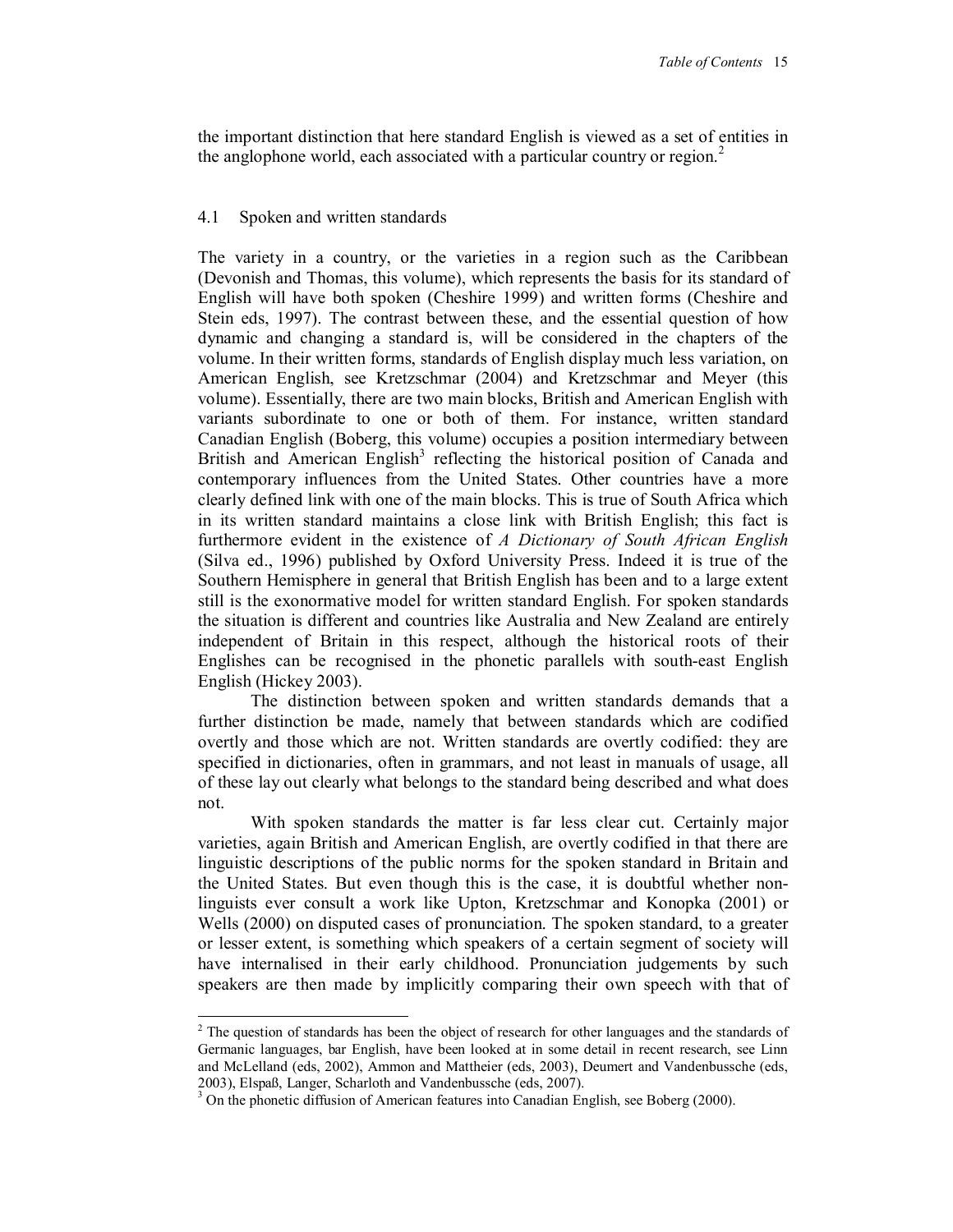the important distinction that here standard English is viewed as a set of entities in the anglophone world, each associated with a particular country or region.[2]

### 4.1 Spoken and written standards

The variety in a country, or the varieties in a region such as the Caribbean (Devonish and Thomas, this volume), which represents the basis for its standard of English will have both spoken (Cheshire 1999) and written forms (Cheshire and Stein eds, 1997). The contrast between these, and the essential question of how dynamic and changing a standard is, will be considered in the chapters of the volume. In their written forms, standards of English display much less variation, on American English, see Kretzschmar (2004) and Kretzschmar and Meyer (this volume). Essentially, there are two main blocks, British and American English with variants subordinate to one or both of them. For instance, written standard Canadian English (Boberg, this volume) occupies a position intermediary between British and American English[3] reflecting the historical position of Canada and contemporary influences from the United States. Other countries have a more clearly defined link with one of the main blocks. This is true of South Africa which in its written standard maintains a close link with British English; this fact is furthermore evident in the existence of *A Dictionary of South African English* (Silva ed., 1996) published by Oxford University Press. Indeed it is true of the Southern Hemisphere in general that British English has been and to a large extent still is the exonormative model for written standard English. For spoken standards the situation is different and countries like Australia and New Zealand are entirely independent of Britain in this respect, although the historical roots of their Englishes can be recognised in the phonetic parallels with south-east English English (Hickey 2003).

The distinction between spoken and written standards demands that a further distinction be made, namely that between standards which are codified overtly and those which are not. Written standards are overtly codified: they are specified in dictionaries, often in grammars, and not least in manuals of usage, all of these lay out clearly what belongs to the standard being described and what does not.

With spoken standards the matter is far less clear cut. Certainly major varieties, again British and American English, are overtly codified in that there are linguistic descriptions of the public norms for the spoken standard in Britain and the United States. But even though this is the case, it is doubtful whether non-linguists ever consult a work like Upton, Kretzschmar and Konopka (2001) or Wells (2000) on disputed cases of pronunciation. The spoken standard, to a greater or lesser extent, is something which speakers of a certain segment of society will have internalised in their early childhood. Pronunciation judgements by such speakers are then made by implicitly comparing their own speech with that of

---

[2] The question of standards has been the object of research for other languages and the standards of Germanic languages, bar English, have been looked at in some detail in recent research, see Linn and McLelland (eds, 2002), Ammon and Mattheier (eds, 2003), Deumert and Vandenbussche (eds, 2003), Elspaß, Langer, Scharloth and Vandenbussche (eds, 2007).

[3] On the phonetic diffusion of American features into Canadian English, see Boberg (2000).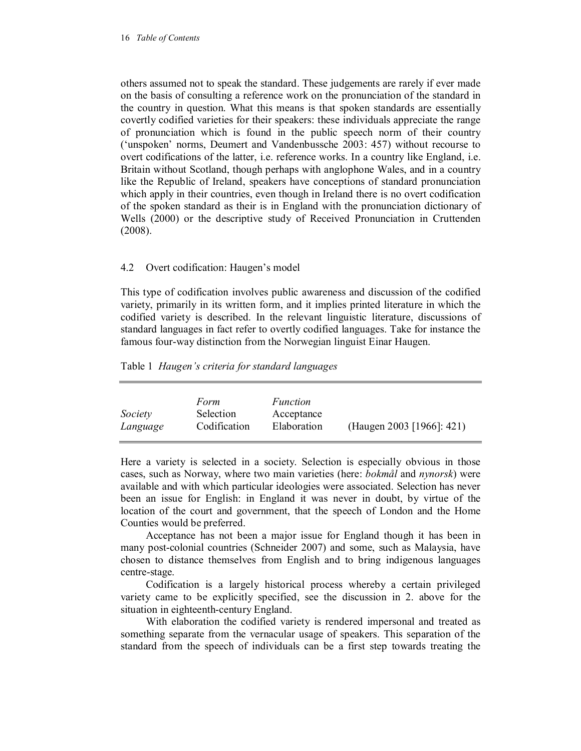others assumed not to speak the standard. These judgements are rarely if ever made on the basis of consulting a reference work on the pronunciation of the standard in the country in question. What this means is that spoken standards are essentially covertly codified varieties for their speakers: these individuals appreciate the range of pronunciation which is found in the public speech norm of their country ('unspoken' norms, Deumert and Vandenbussche 2003: 457) without recourse to overt codifications of the latter, i.e. reference works. In a country like England, i.e. Britain without Scotland, though perhaps with anglophone Wales, and in a country like the Republic of Ireland, speakers have conceptions of standard pronunciation which apply in their countries, even though in Ireland there is no overt codification of the spoken standard as their is in England with the pronunciation dictionary of Wells (2000) or the descriptive study of Received Pronunciation in Cruttenden (2008).

## 4.2 Overt codification: Haugen's model

This type of codification involves public awareness and discussion of the codified variety, primarily in its written form, and it implies printed literature in which the codified variety is described. In the relevant linguistic literature, discussions of standard languages in fact refer to overtly codified languages. Take for instance the famous four-way distinction from the Norwegian linguist Einar Haugen.

Table 1 *Haugen's criteria for standard languages*

| | *Form* | *Function* | |
|---|---|---|---|
| *Society* | Selection | Acceptance | |
| *Language* | Codification | Elaboration | (Haugen 2003 [1966]: 421) |

Here a variety is selected in a society. Selection is especially obvious in those cases, such as Norway, where two main varieties (here: *bokmål* and *nynorsk*) were available and with which particular ideologies were associated. Selection has never been an issue for English: in England it was never in doubt, by virtue of the location of the court and government, that the speech of London and the Home Counties would be preferred.

Acceptance has not been a major issue for England though it has been in many post-colonial countries (Schneider 2007) and some, such as Malaysia, have chosen to distance themselves from English and to bring indigenous languages centre-stage.

Codification is a largely historical process whereby a certain privileged variety came to be explicitly specified, see the discussion in 2. above for the situation in eighteenth-century England.

With elaboration the codified variety is rendered impersonal and treated as something separate from the vernacular usage of speakers. This separation of the standard from the speech of individuals can be a first step towards treating the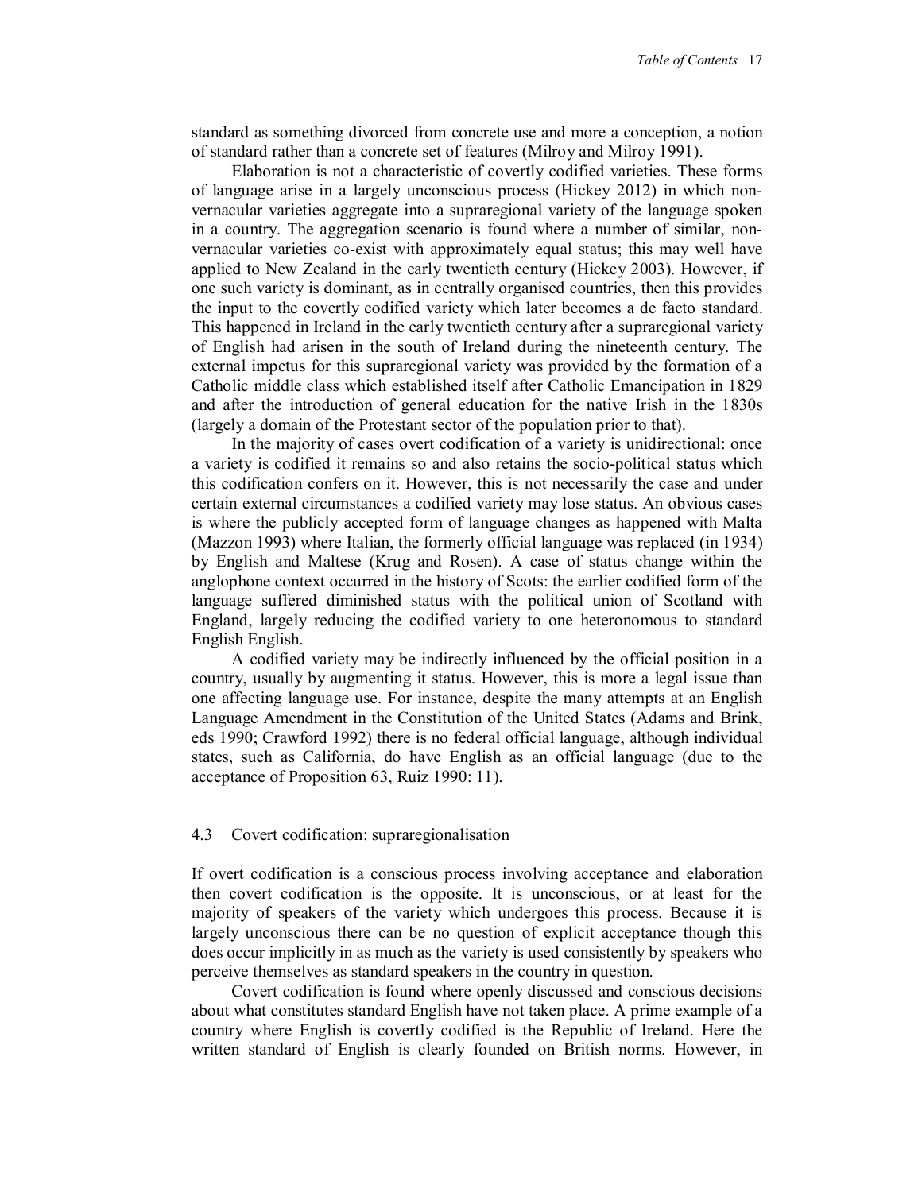standard as something divorced from concrete use and more a conception, a notion of standard rather than a concrete set of features (Milroy and Milroy 1991).

Elaboration is not a characteristic of covertly codified varieties. These forms of language arise in a largely unconscious process (Hickey 2012) in which non-vernacular varieties aggregate into a supraregional variety of the language spoken in a country. The aggregation scenario is found where a number of similar, non-vernacular varieties co-exist with approximately equal status; this may well have applied to New Zealand in the early twentieth century (Hickey 2003). However, if one such variety is dominant, as in centrally organised countries, then this provides the input to the covertly codified variety which later becomes a de facto standard. This happened in Ireland in the early twentieth century after a supraregional variety of English had arisen in the south of Ireland during the nineteenth century. The external impetus for this supraregional variety was provided by the formation of a Catholic middle class which established itself after Catholic Emancipation in 1829 and after the introduction of general education for the native Irish in the 1830s (largely a domain of the Protestant sector of the population prior to that).

In the majority of cases overt codification of a variety is unidirectional: once a variety is codified it remains so and also retains the socio-political status which this codification confers on it. However, this is not necessarily the case and under certain external circumstances a codified variety may lose status. An obvious cases is where the publicly accepted form of language changes as happened with Malta (Mazzon 1993) where Italian, the formerly official language was replaced (in 1934) by English and Maltese (Krug and Rosen). A case of status change within the anglophone context occurred in the history of Scots: the earlier codified form of the language suffered diminished status with the political union of Scotland with England, largely reducing the codified variety to one heteronomous to standard English English.

A codified variety may be indirectly influenced by the official position in a country, usually by augmenting it status. However, this is more a legal issue than one affecting language use. For instance, despite the many attempts at an English Language Amendment in the Constitution of the United States (Adams and Brink, eds 1990; Crawford 1992) there is no federal official language, although individual states, such as California, do have English as an official language (due to the acceptance of Proposition 63, Ruiz 1990: 11).

### 4.3 Covert codification: supraregionalisation

If overt codification is a conscious process involving acceptance and elaboration then covert codification is the opposite. It is unconscious, or at least for the majority of speakers of the variety which undergoes this process. Because it is largely unconscious there can be no question of explicit acceptance though this does occur implicitly in as much as the variety is used consistently by speakers who perceive themselves as standard speakers in the country in question.

Covert codification is found where openly discussed and conscious decisions about what constitutes standard English have not taken place. A prime example of a country where English is covertly codified is the Republic of Ireland. Here the written standard of English is clearly founded on British norms. However, in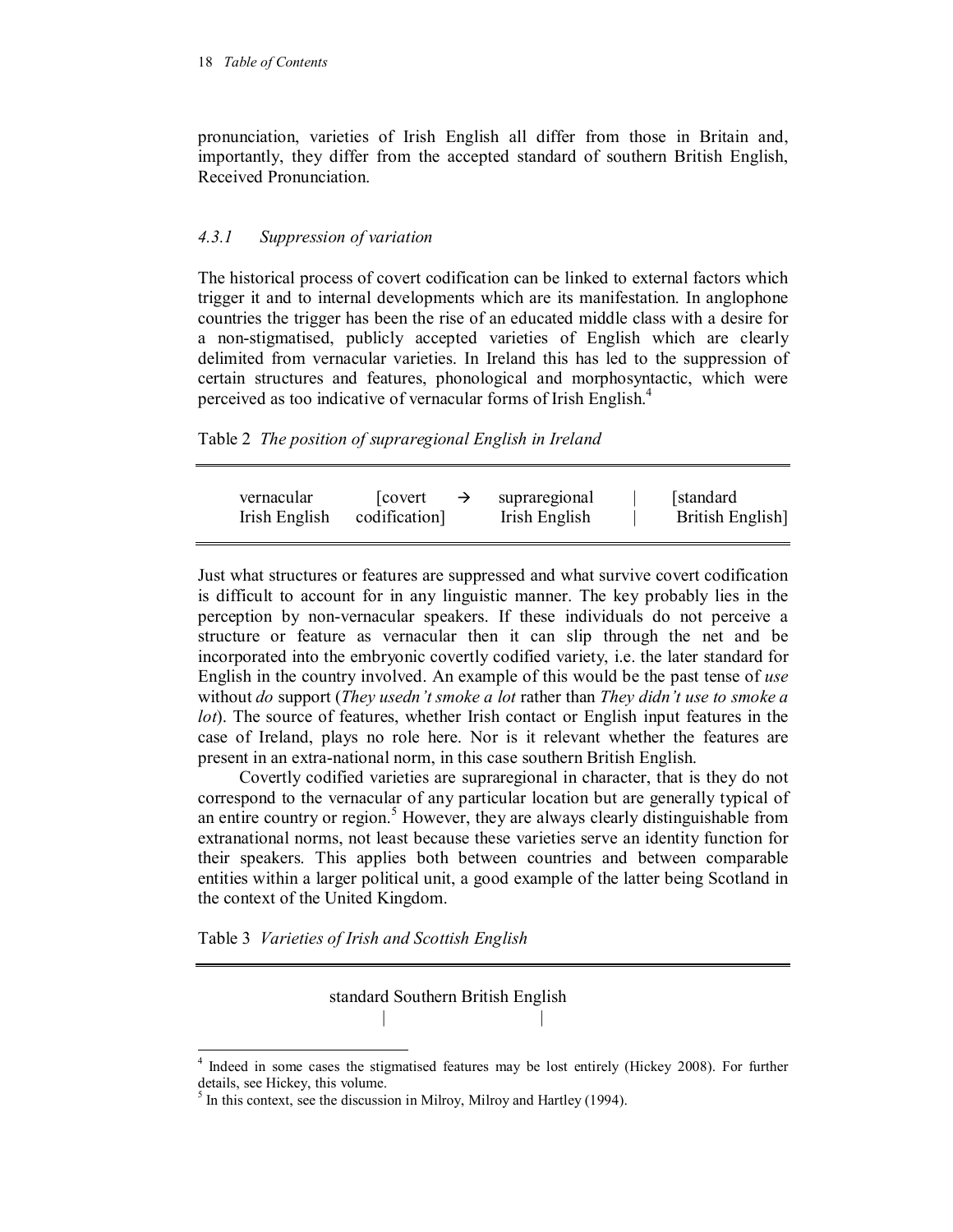pronunciation, varieties of Irish English all differ from those in Britain and, importantly, they differ from the accepted standard of southern British English, Received Pronunciation.

### *4.3.1 Suppression of variation*

The historical process of covert codification can be linked to external factors which trigger it and to internal developments which are its manifestation. In anglophone countries the trigger has been the rise of an educated middle class with a desire for a non-stigmatised, publicly accepted varieties of English which are clearly delimited from vernacular varieties. In Ireland this has led to the suppression of certain structures and features, phonological and morphosyntactic, which were perceived as too indicative of vernacular forms of Irish English.[4]

Table 2 *The position of supraregional English in Ireland*

| | | | | | |
|---|---|---|---|---|---|
| vernacular Irish English | [covert codification] | → | supraregional Irish English | \| | [standard British English] |

Just what structures or features are suppressed and what survive covert codification is difficult to account for in any linguistic manner. The key probably lies in the perception by non-vernacular speakers. If these individuals do not perceive a structure or feature as vernacular then it can slip through the net and be incorporated into the embryonic covertly codified variety, i.e. the later standard for English in the country involved. An example of this would be the past tense of *use* without *do* support (*They usedn't smoke a lot* rather than *They didn't use to smoke a lot*). The source of features, whether Irish contact or English input features in the case of Ireland, plays no role here. Nor is it relevant whether the features are present in an extra-national norm, in this case southern British English.

Covertly codified varieties are supraregional in character, that is they do not correspond to the vernacular of any particular location but are generally typical of an entire country or region.[5] However, they are always clearly distinguishable from extranational norms, not least because these varieties serve an identity function for their speakers. This applies both between countries and between comparable entities within a larger political unit, a good example of the latter being Scotland in the context of the United Kingdom.

Table 3 *Varieties of Irish and Scottish English*

standard Southern British English

|                    |

[4] Indeed in some cases the stigmatised features may be lost entirely (Hickey 2008). For further details, see Hickey, this volume.

[5] In this context, see the discussion in Milroy, Milroy and Hartley (1994).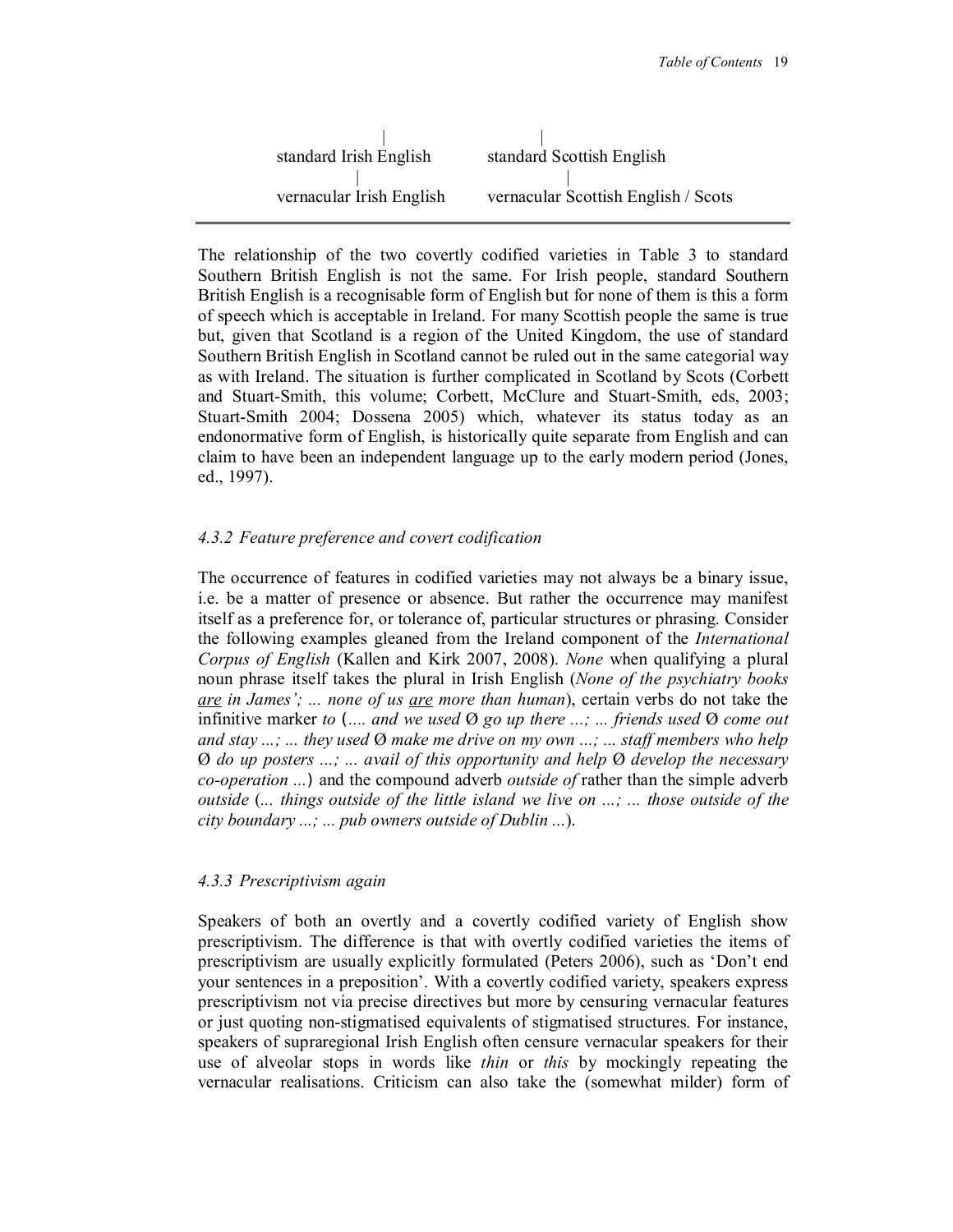| | |
|---|---|
| \| | \| |
| standard Irish English | standard Scottish English |
| \| | \| |
| vernacular Irish English | vernacular Scottish English / Scots |

The relationship of the two covertly codified varieties in Table 3 to standard Southern British English is not the same. For Irish people, standard Southern British English is a recognisable form of English but for none of them is this a form of speech which is acceptable in Ireland. For many Scottish people the same is true but, given that Scotland is a region of the United Kingdom, the use of standard Southern British English in Scotland cannot be ruled out in the same categorial way as with Ireland. The situation is further complicated in Scotland by Scots (Corbett and Stuart-Smith, this volume; Corbett, McClure and Stuart-Smith, eds, 2003; Stuart-Smith 2004; Dossena 2005) which, whatever its status today as an endonormative form of English, is historically quite separate from English and can claim to have been an independent language up to the early modern period (Jones, ed., 1997).

### *4.3.2 Feature preference and covert codification*

The occurrence of features in codified varieties may not always be a binary issue, i.e. be a matter of presence or absence. But rather the occurrence may manifest itself as a preference for, or tolerance of, particular structures or phrasing. Consider the following examples gleaned from the Ireland component of the *International Corpus of English* (Kallen and Kirk 2007, 2008). *None* when qualifying a plural noun phrase itself takes the plural in Irish English (*None of the psychiatry books <u>are</u> in James'; ... none of us <u>are</u> more than human*), certain verbs do not take the infinitive marker *to* (*.... and we used Ø go up there ...; ... friends used Ø come out and stay ...; ... they used Ø make me drive on my own ...; ... staff members who help Ø do up posters ...; ... avail of this opportunity and help Ø develop the necessary co-operation ...*) and the compound adverb *outside of* rather than the simple adverb *outside* (*... things outside of the little island we live on ...; ... those outside of the city boundary ...; ... pub owners outside of Dublin ...*).

### *4.3.3 Prescriptivism again*

Speakers of both an overtly and a covertly codified variety of English show prescriptivism. The difference is that with overtly codified varieties the items of prescriptivism are usually explicitly formulated (Peters 2006), such as 'Don't end your sentences in a preposition'. With a covertly codified variety, speakers express prescriptivism not via precise directives but more by censuring vernacular features or just quoting non-stigmatised equivalents of stigmatised structures. For instance, speakers of supraregional Irish English often censure vernacular speakers for their use of alveolar stops in words like *thin* or *this* by mockingly repeating the vernacular realisations. Criticism can also take the (somewhat milder) form of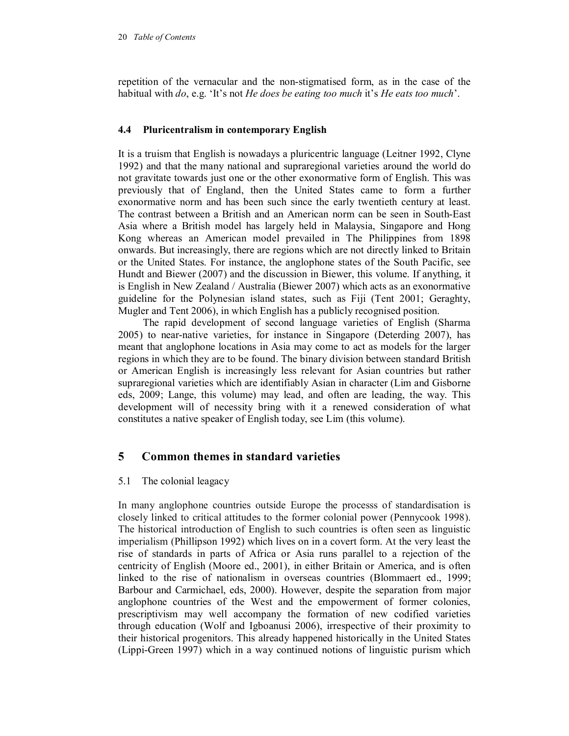repetition of the vernacular and the non-stigmatised form, as in the case of the habitual with *do*, e.g. 'It's not *He does be eating too much* it's *He eats too much*'.

### 4.4 Pluricentralism in contemporary English

It is a truism that English is nowadays a pluricentric language (Leitner 1992, Clyne 1992) and that the many national and supraregional varieties around the world do not gravitate towards just one or the other exonormative form of English. This was previously that of England, then the United States came to form a further exonormative norm and has been such since the early twentieth century at least. The contrast between a British and an American norm can be seen in South-East Asia where a British model has largely held in Malaysia, Singapore and Hong Kong whereas an American model prevailed in The Philippines from 1898 onwards. But increasingly, there are regions which are not directly linked to Britain or the United States. For instance, the anglophone states of the South Pacific, see Hundt and Biewer (2007) and the discussion in Biewer, this volume. If anything, it is English in New Zealand / Australia (Biewer 2007) which acts as an exonormative guideline for the Polynesian island states, such as Fiji (Tent 2001; Geraghty, Mugler and Tent 2006), in which English has a publicly recognised position.

The rapid development of second language varieties of English (Sharma 2005) to near-native varieties, for instance in Singapore (Deterding 2007), has meant that anglophone locations in Asia may come to act as models for the larger regions in which they are to be found. The binary division between standard British or American English is increasingly less relevant for Asian countries but rather supraregional varieties which are identifiably Asian in character (Lim and Gisborne eds, 2009; Lange, this volume) may lead, and often are leading, the way. This development will of necessity bring with it a renewed consideration of what constitutes a native speaker of English today, see Lim (this volume).

## 5 Common themes in standard varieties

### 5.1 The colonial leagacy

In many anglophone countries outside Europe the processs of standardisation is closely linked to critical attitudes to the former colonial power (Pennycook 1998). The historical introduction of English to such countries is often seen as linguistic imperialism (Phillipson 1992) which lives on in a covert form. At the very least the rise of standards in parts of Africa or Asia runs parallel to a rejection of the centricity of English (Moore ed., 2001), in either Britain or America, and is often linked to the rise of nationalism in overseas countries (Blommaert ed., 1999; Barbour and Carmichael, eds, 2000). However, despite the separation from major anglophone countries of the West and the empowerment of former colonies, prescriptivism may well accompany the formation of new codified varieties through education (Wolf and Igboanusi 2006), irrespective of their proximity to their historical progenitors. This already happened historically in the United States (Lippi-Green 1997) which in a way continued notions of linguistic purism which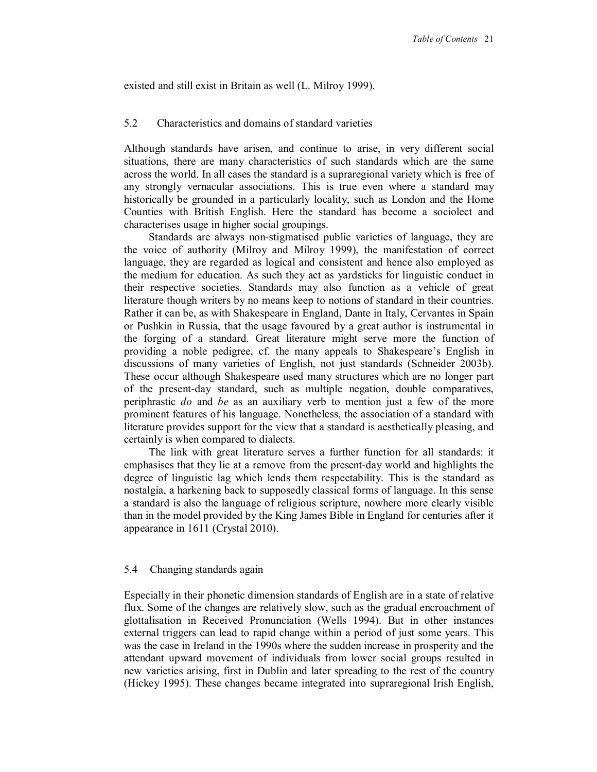existed and still exist in Britain as well (L. Milroy 1999).

## 5.2 Characteristics and domains of standard varieties

Although standards have arisen, and continue to arise, in very different social situations, there are many characteristics of such standards which are the same across the world. In all cases the standard is a supraregional variety which is free of any strongly vernacular associations. This is true even where a standard may historically be grounded in a particularly locality, such as London and the Home Counties with British English. Here the standard has become a sociolect and characterises usage in higher social groupings.

Standards are always non-stigmatised public varieties of language, they are the voice of authority (Milroy and Milroy 1999), the manifestation of correct language, they are regarded as logical and consistent and hence also employed as the medium for education. As such they act as yardsticks for linguistic conduct in their respective societies. Standards may also function as a vehicle of great literature though writers by no means keep to notions of standard in their countries. Rather it can be, as with Shakespeare in England, Dante in Italy, Cervantes in Spain or Pushkin in Russia, that the usage favoured by a great author is instrumental in the forging of a standard. Great literature might serve more the function of providing a noble pedigree, cf. the many appeals to Shakespeare's English in discussions of many varieties of English, not just standards (Schneider 2003b). These occur although Shakespeare used many structures which are no longer part of the present-day standard, such as multiple negation, double comparatives, periphrastic *do* and *be* as an auxiliary verb to mention just a few of the more prominent features of his language. Nonetheless, the association of a standard with literature provides support for the view that a standard is aesthetically pleasing, and certainly is when compared to dialects.

The link with great literature serves a further function for all standards: it emphasises that they lie at a remove from the present-day world and highlights the degree of linguistic lag which lends them respectability. This is the standard as nostalgia, a harkening back to supposedly classical forms of language. In this sense a standard is also the language of religious scripture, nowhere more clearly visible than in the model provided by the King James Bible in England for centuries after it appearance in 1611 (Crystal 2010).

## 5.4 Changing standards again

Especially in their phonetic dimension standards of English are in a state of relative flux. Some of the changes are relatively slow, such as the gradual encroachment of glottalisation in Received Pronunciation (Wells 1994). But in other instances external triggers can lead to rapid change within a period of just some years. This was the case in Ireland in the 1990s where the sudden increase in prosperity and the attendant upward movement of individuals from lower social groups resulted in new varieties arising, first in Dublin and later spreading to the rest of the country (Hickey 1995). These changes became integrated into supraregional Irish English,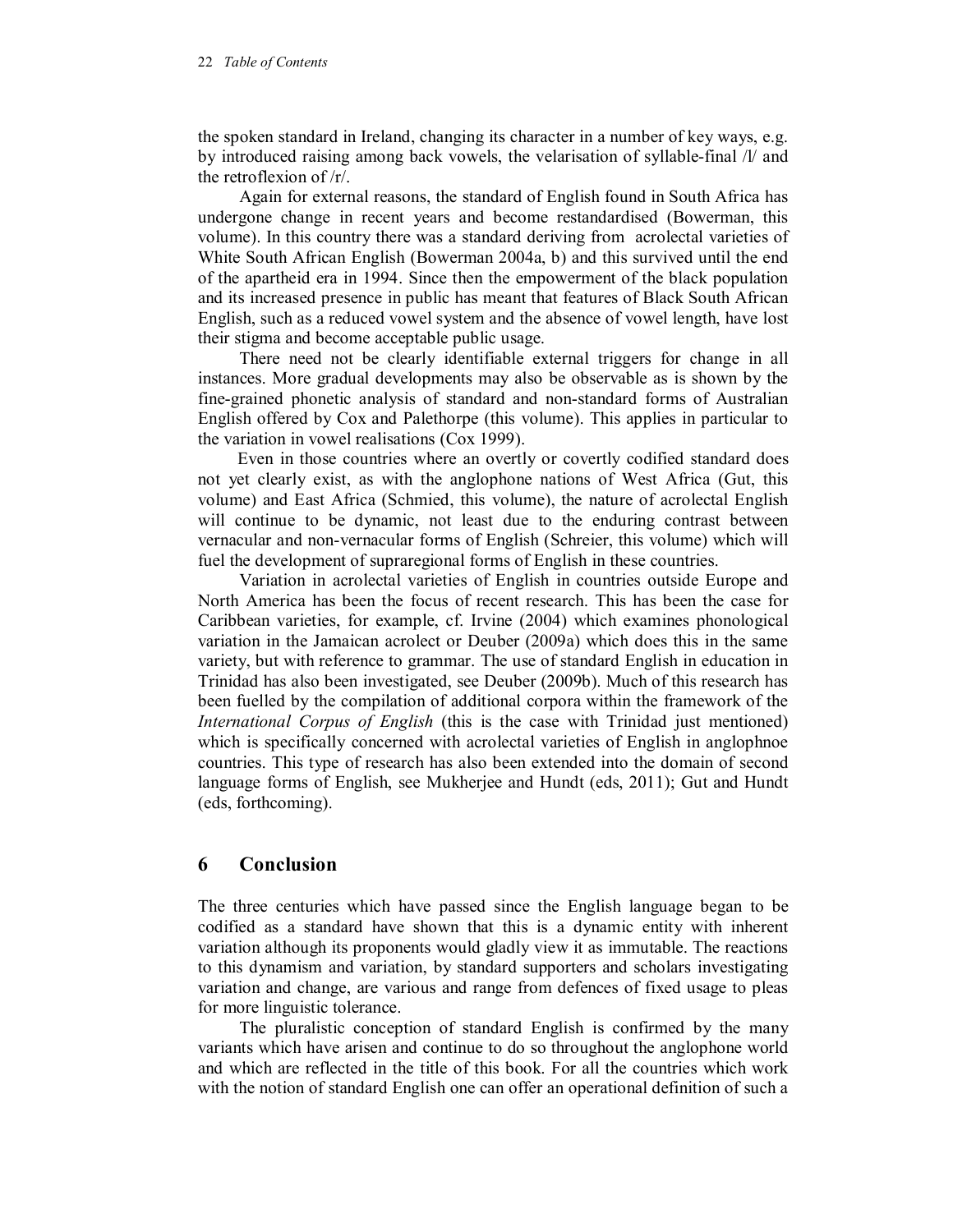the spoken standard in Ireland, changing its character in a number of key ways, e.g. by introduced raising among back vowels, the velarisation of syllable-final /l/ and the retroflexion of /r/.

Again for external reasons, the standard of English found in South Africa has undergone change in recent years and become restandardised (Bowerman, this volume). In this country there was a standard deriving from acrolectal varieties of White South African English (Bowerman 2004a, b) and this survived until the end of the apartheid era in 1994. Since then the empowerment of the black population and its increased presence in public has meant that features of Black South African English, such as a reduced vowel system and the absence of vowel length, have lost their stigma and become acceptable public usage.

There need not be clearly identifiable external triggers for change in all instances. More gradual developments may also be observable as is shown by the fine-grained phonetic analysis of standard and non-standard forms of Australian English offered by Cox and Palethorpe (this volume). This applies in particular to the variation in vowel realisations (Cox 1999).

Even in those countries where an overtly or covertly codified standard does not yet clearly exist, as with the anglophone nations of West Africa (Gut, this volume) and East Africa (Schmied, this volume), the nature of acrolectal English will continue to be dynamic, not least due to the enduring contrast between vernacular and non-vernacular forms of English (Schreier, this volume) which will fuel the development of supraregional forms of English in these countries.

Variation in acrolectal varieties of English in countries outside Europe and North America has been the focus of recent research. This has been the case for Caribbean varieties, for example, cf. Irvine (2004) which examines phonological variation in the Jamaican acrolect or Deuber (2009a) which does this in the same variety, but with reference to grammar. The use of standard English in education in Trinidad has also been investigated, see Deuber (2009b). Much of this research has been fuelled by the compilation of additional corpora within the framework of the *International Corpus of English* (this is the case with Trinidad just mentioned) which is specifically concerned with acrolectal varieties of English in anglophnoe countries. This type of research has also been extended into the domain of second language forms of English, see Mukherjee and Hundt (eds, 2011); Gut and Hundt (eds, forthcoming).

## 6 Conclusion

The three centuries which have passed since the English language began to be codified as a standard have shown that this is a dynamic entity with inherent variation although its proponents would gladly view it as immutable. The reactions to this dynamism and variation, by standard supporters and scholars investigating variation and change, are various and range from defences of fixed usage to pleas for more linguistic tolerance.

The pluralistic conception of standard English is confirmed by the many variants which have arisen and continue to do so throughout the anglophone world and which are reflected in the title of this book. For all the countries which work with the notion of standard English one can offer an operational definition of such a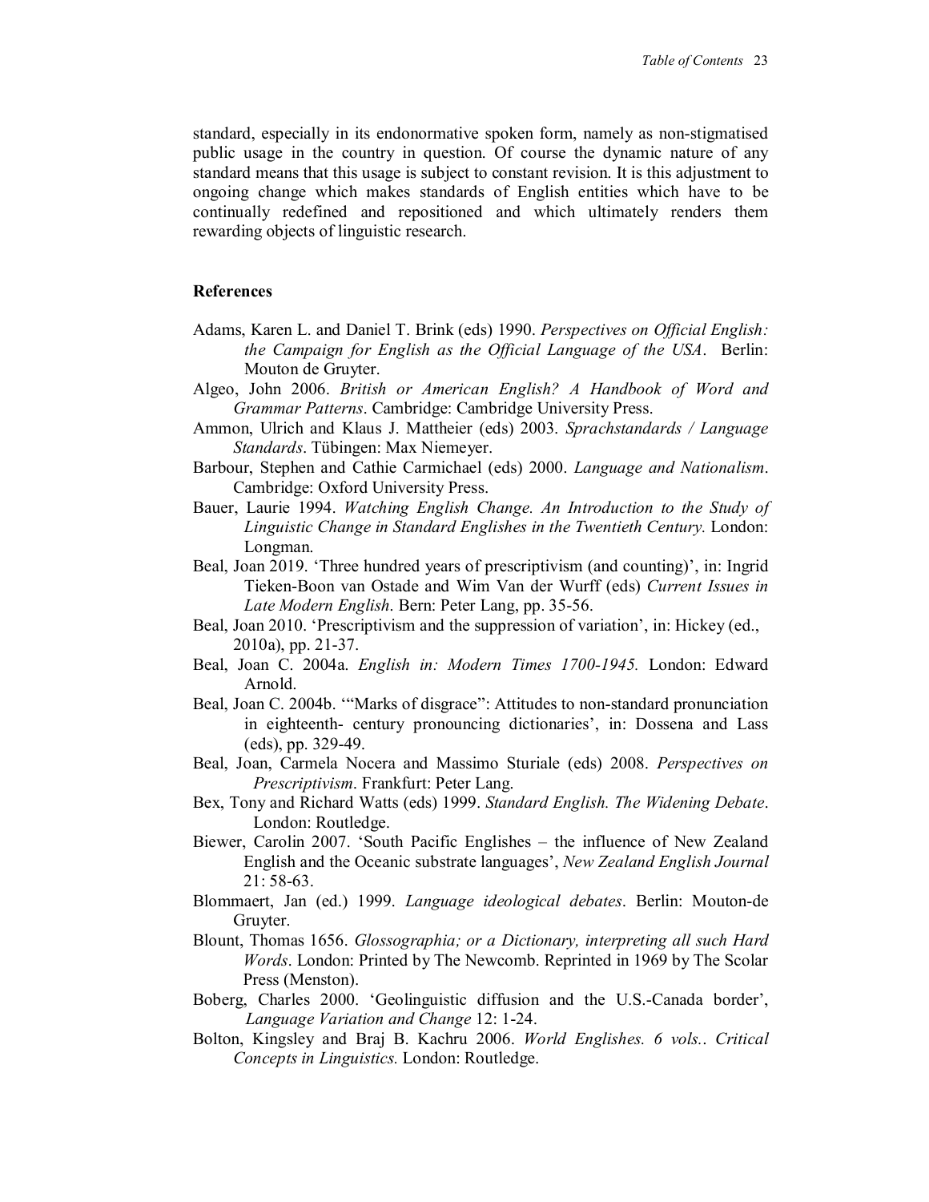standard, especially in its endonormative spoken form, namely as non-stigmatised public usage in the country in question. Of course the dynamic nature of any standard means that this usage is subject to constant revision. It is this adjustment to ongoing change which makes standards of English entities which have to be continually redefined and repositioned and which ultimately renders them rewarding objects of linguistic research.

## References

Adams, Karen L. and Daniel T. Brink (eds) 1990. *Perspectives on Official English: the Campaign for English as the Official Language of the USA*. Berlin: Mouton de Gruyter.

Algeo, John 2006. *British or American English? A Handbook of Word and Grammar Patterns*. Cambridge: Cambridge University Press.

Ammon, Ulrich and Klaus J. Mattheier (eds) 2003. *Sprachstandards / Language Standards*. Tübingen: Max Niemeyer.

Barbour, Stephen and Cathie Carmichael (eds) 2000. *Language and Nationalism*. Cambridge: Oxford University Press.

Bauer, Laurie 1994. *Watching English Change. An Introduction to the Study of Linguistic Change in Standard Englishes in the Twentieth Century.* London: Longman.

Beal, Joan 2019. 'Three hundred years of prescriptivism (and counting)', in: Ingrid Tieken-Boon van Ostade and Wim Van der Wurff (eds) *Current Issues in Late Modern English*. Bern: Peter Lang, pp. 35-56.

Beal, Joan 2010. 'Prescriptivism and the suppression of variation', in: Hickey (ed., 2010a), pp. 21-37.

Beal, Joan C. 2004a. *English in: Modern Times 1700-1945.* London: Edward Arnold.

Beal, Joan C. 2004b. '"Marks of disgrace": Attitudes to non-standard pronunciation in eighteenth- century pronouncing dictionaries', in: Dossena and Lass (eds), pp. 329-49.

Beal, Joan, Carmela Nocera and Massimo Sturiale (eds) 2008. *Perspectives on Prescriptivism*. Frankfurt: Peter Lang.

Bex, Tony and Richard Watts (eds) 1999. *Standard English. The Widening Debate*. London: Routledge.

Biewer, Carolin 2007. 'South Pacific Englishes – the influence of New Zealand English and the Oceanic substrate languages', *New Zealand English Journal* 21: 58-63.

Blommaert, Jan (ed.) 1999. *Language ideological debates*. Berlin: Mouton-de Gruyter.

Blount, Thomas 1656. *Glossographia; or a Dictionary, interpreting all such Hard Words*. London: Printed by The Newcomb. Reprinted in 1969 by The Scolar Press (Menston).

Boberg, Charles 2000. 'Geolinguistic diffusion and the U.S.-Canada border', *Language Variation and Change* 12: 1-24.

Bolton, Kingsley and Braj B. Kachru 2006. *World Englishes. 6 vols.. Critical Concepts in Linguistics.* London: Routledge.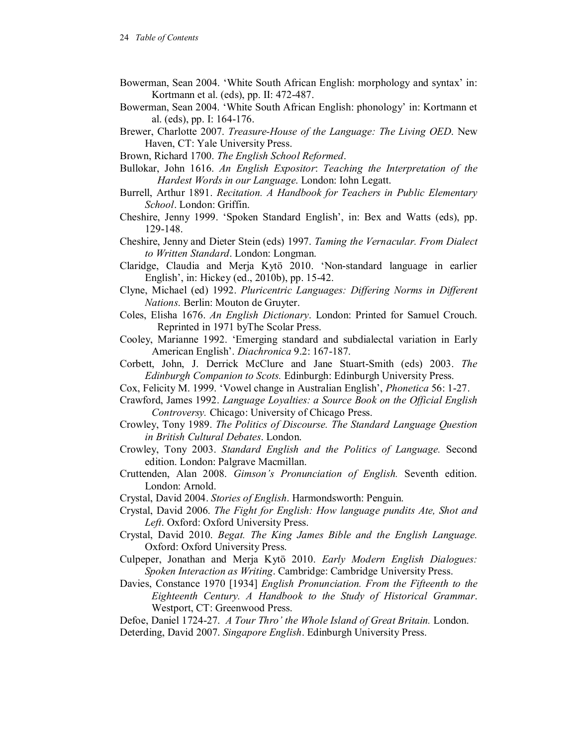Bowerman, Sean 2004. 'White South African English: morphology and syntax' in: Kortmann et al. (eds), pp. II: 472-487.

Bowerman, Sean 2004. 'White South African English: phonology' in: Kortmann et al. (eds), pp. I: 164-176.

Brewer, Charlotte 2007. *Treasure-House of the Language: The Living OED*. New Haven, CT: Yale University Press.

Brown, Richard 1700. *The English School Reformed*.

Bullokar, John 1616. *An English Expositor*: *Teaching the Interpretation of the Hardest Words in our Language*. London: Iohn Legatt.

Burrell, Arthur 1891. *Recitation. A Handbook for Teachers in Public Elementary School*. London: Griffin.

Cheshire, Jenny 1999. 'Spoken Standard English', in: Bex and Watts (eds), pp. 129-148.

Cheshire, Jenny and Dieter Stein (eds) 1997. *Taming the Vernacular. From Dialect to Written Standard*. London: Longman.

Claridge, Claudia and Merja Kytö 2010. 'Non-standard language in earlier English', in: Hickey (ed., 2010b), pp. 15-42.

Clyne, Michael (ed) 1992. *Pluricentric Languages: Differing Norms in Different Nations*. Berlin: Mouton de Gruyter.

Coles, Elisha 1676. *An English Dictionary*. London: Printed for Samuel Crouch. Reprinted in 1971 byThe Scolar Press.

Cooley, Marianne 1992. 'Emerging standard and subdialectal variation in Early American English'. *Diachronica* 9.2: 167-187.

Corbett, John, J. Derrick McClure and Jane Stuart-Smith (eds) 2003. *The Edinburgh Companion to Scots.* Edinburgh: Edinburgh University Press.

Cox, Felicity M. 1999. 'Vowel change in Australian English', *Phonetica* 56: 1-27.

Crawford, James 1992. *Language Loyalties: a Source Book on the Official English Controversy.* Chicago: University of Chicago Press.

Crowley, Tony 1989. *The Politics of Discourse. The Standard Language Question in British Cultural Debates*. London.

Crowley, Tony 2003. *Standard English and the Politics of Language.* Second edition. London: Palgrave Macmillan.

Cruttenden, Alan 2008. *Gimson's Pronunciation of English.* Seventh edition. London: Arnold.

Crystal, David 2004. *Stories of English*. Harmondsworth: Penguin.

Crystal, David 2006. *The Fight for English: How language pundits Ate, Shot and Left*. Oxford: Oxford University Press.

Crystal, David 2010. *Begat. The King James Bible and the English Language.* Oxford: Oxford University Press.

Culpeper, Jonathan and Merja Kytö 2010. *Early Modern English Dialogues: Spoken Interaction as Writing*. Cambridge: Cambridge University Press.

Davies, Constance 1970 [1934] *English Pronunciation. From the Fifteenth to the Eighteenth Century. A Handbook to the Study of Historical Grammar*. Westport, CT: Greenwood Press.

Defoe, Daniel 1724-27. *A Tour Thro' the Whole Island of Great Britain.* London.

Deterding, David 2007. *Singapore English*. Edinburgh University Press.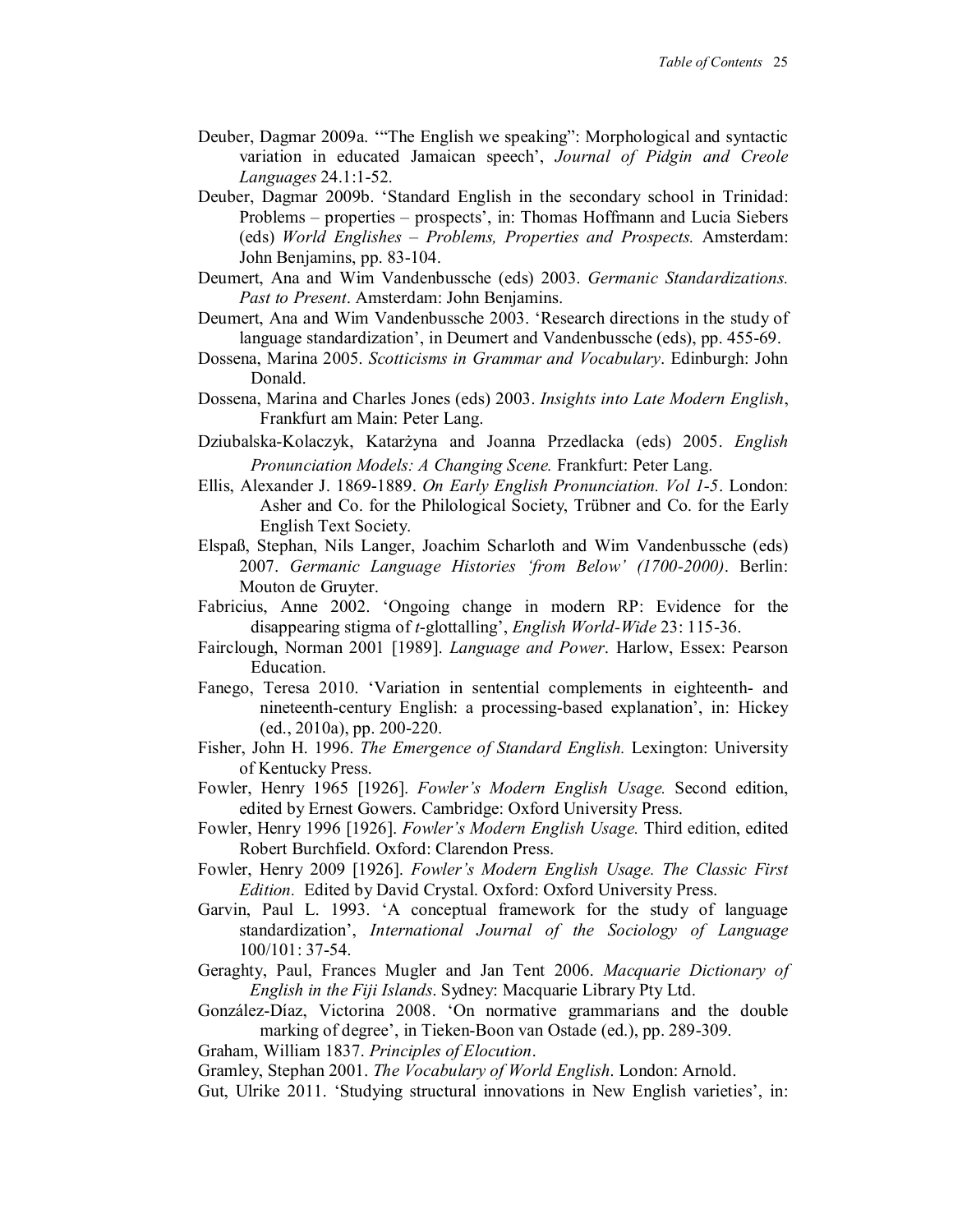Deuber, Dagmar 2009a. '"The English we speaking": Morphological and syntactic variation in educated Jamaican speech', *Journal of Pidgin and Creole Languages* 24.1:1-52.

Deuber, Dagmar 2009b. 'Standard English in the secondary school in Trinidad: Problems – properties – prospects', in: Thomas Hoffmann and Lucia Siebers (eds) *World Englishes – Problems, Properties and Prospects.* Amsterdam: John Benjamins, pp. 83-104.

Deumert, Ana and Wim Vandenbussche (eds) 2003. *Germanic Standardizations. Past to Present*. Amsterdam: John Benjamins.

Deumert, Ana and Wim Vandenbussche 2003. 'Research directions in the study of language standardization', in Deumert and Vandenbussche (eds), pp. 455-69.

Dossena, Marina 2005. *Scotticisms in Grammar and Vocabulary*. Edinburgh: John Donald.

Dossena, Marina and Charles Jones (eds) 2003. *Insights into Late Modern English*, Frankfurt am Main: Peter Lang.

Dziubalska-Kolaczyk, Katarżyna and Joanna Przedlacka (eds) 2005. *English Pronunciation Models: A Changing Scene.* Frankfurt: Peter Lang.

Ellis, Alexander J. 1869-1889. *On Early English Pronunciation. Vol 1-5*. London: Asher and Co. for the Philological Society, Trübner and Co. for the Early English Text Society.

Elspaß, Stephan, Nils Langer, Joachim Scharloth and Wim Vandenbussche (eds) 2007. *Germanic Language Histories 'from Below' (1700-2000)*. Berlin: Mouton de Gruyter.

Fabricius, Anne 2002. 'Ongoing change in modern RP: Evidence for the disappearing stigma of *t*-glottalling', *English World-Wide* 23: 115-36.

Fairclough, Norman 2001 [1989]. *Language and Power*. Harlow, Essex: Pearson Education.

Fanego, Teresa 2010. 'Variation in sentential complements in eighteenth- and nineteenth-century English: a processing-based explanation', in: Hickey (ed., 2010a), pp. 200-220.

Fisher, John H. 1996. *The Emergence of Standard English.* Lexington: University of Kentucky Press.

Fowler, Henry 1965 [1926]. *Fowler's Modern English Usage.* Second edition, edited by Ernest Gowers. Cambridge: Oxford University Press.

Fowler, Henry 1996 [1926]. *Fowler's Modern English Usage.* Third edition, edited Robert Burchfield. Oxford: Clarendon Press.

Fowler, Henry 2009 [1926]. *Fowler's Modern English Usage. The Classic First Edition.* Edited by David Crystal. Oxford: Oxford University Press.

Garvin, Paul L. 1993. 'A conceptual framework for the study of language standardization', *International Journal of the Sociology of Language* 100/101: 37-54.

Geraghty, Paul, Frances Mugler and Jan Tent 2006. *Macquarie Dictionary of English in the Fiji Islands*. Sydney: Macquarie Library Pty Ltd.

González-Díaz, Victorina 2008. 'On normative grammarians and the double marking of degree', in Tieken-Boon van Ostade (ed.), pp. 289-309.

Graham, William 1837. *Principles of Elocution*.

Gramley, Stephan 2001. *The Vocabulary of World English*. London: Arnold.

Gut, Ulrike 2011. 'Studying structural innovations in New English varieties', in: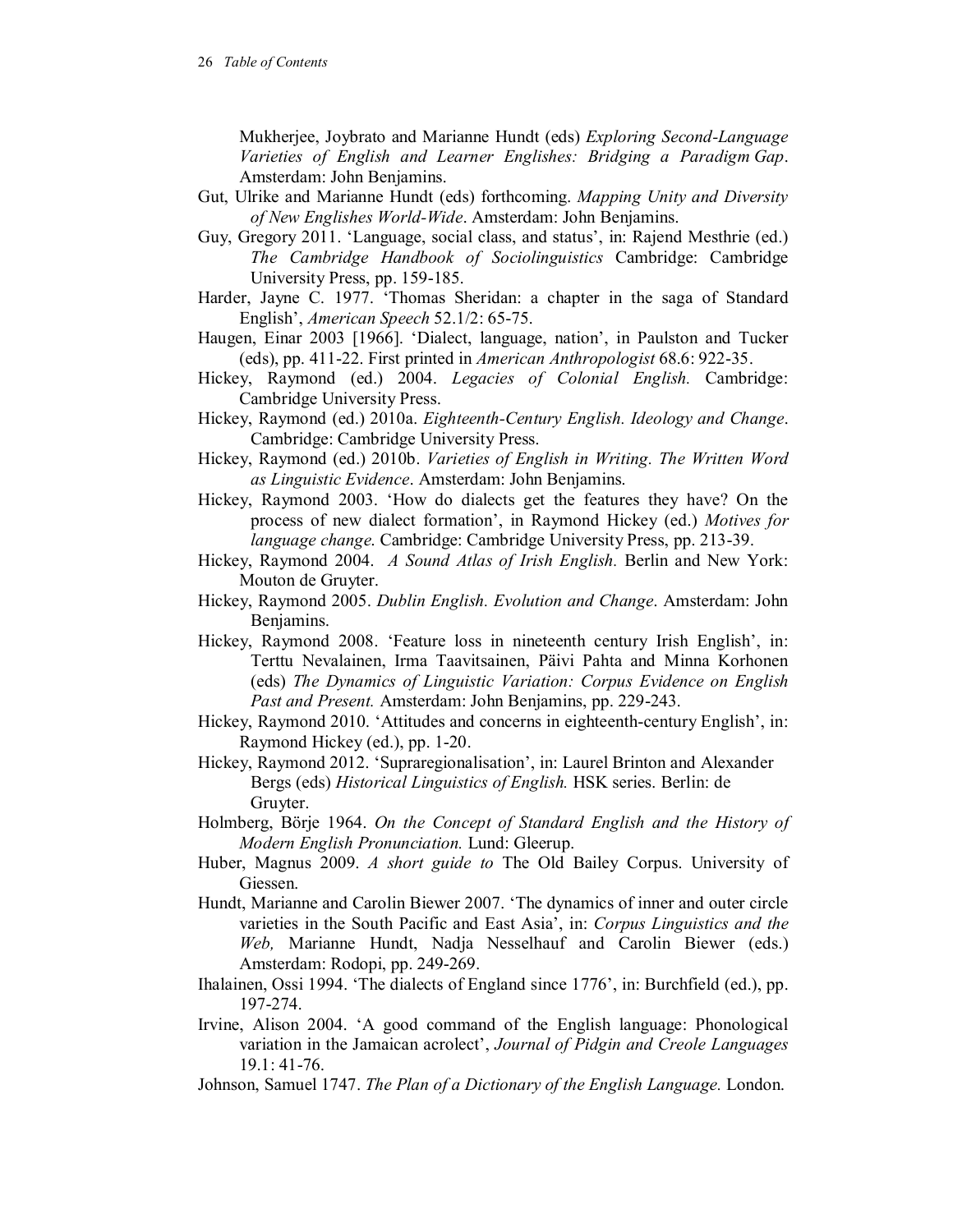Mukherjee, Joybrato and Marianne Hundt (eds) *Exploring Second-Language Varieties of English and Learner Englishes: Bridging a Paradigm Gap*. Amsterdam: John Benjamins.

Gut, Ulrike and Marianne Hundt (eds) forthcoming. *Mapping Unity and Diversity of New Englishes World-Wide*. Amsterdam: John Benjamins.

Guy, Gregory 2011. 'Language, social class, and status', in: Rajend Mesthrie (ed.) *The Cambridge Handbook of Sociolinguistics* Cambridge: Cambridge University Press, pp. 159-185.

Harder, Jayne C. 1977. 'Thomas Sheridan: a chapter in the saga of Standard English', *American Speech* 52.1/2: 65-75.

Haugen, Einar 2003 [1966]. 'Dialect, language, nation', in Paulston and Tucker (eds), pp. 411-22. First printed in *American Anthropologist* 68.6: 922-35.

Hickey, Raymond (ed.) 2004. *Legacies of Colonial English.* Cambridge: Cambridge University Press.

Hickey, Raymond (ed.) 2010a. *Eighteenth-Century English. Ideology and Change*. Cambridge: Cambridge University Press.

Hickey, Raymond (ed.) 2010b. *Varieties of English in Writing. The Written Word as Linguistic Evidence*. Amsterdam: John Benjamins.

Hickey, Raymond 2003. 'How do dialects get the features they have? On the process of new dialect formation', in Raymond Hickey (ed.) *Motives for language change*. Cambridge: Cambridge University Press, pp. 213-39.

Hickey, Raymond 2004. *A Sound Atlas of Irish English.* Berlin and New York: Mouton de Gruyter.

Hickey, Raymond 2005. *Dublin English. Evolution and Change*. Amsterdam: John Benjamins.

Hickey, Raymond 2008. 'Feature loss in nineteenth century Irish English', in: Terttu Nevalainen, Irma Taavitsainen, Päivi Pahta and Minna Korhonen (eds) *The Dynamics of Linguistic Variation: Corpus Evidence on English Past and Present.* Amsterdam: John Benjamins, pp. 229-243.

Hickey, Raymond 2010. 'Attitudes and concerns in eighteenth-century English', in: Raymond Hickey (ed.), pp. 1-20.

Hickey, Raymond 2012. 'Supraregionalisation', in: Laurel Brinton and Alexander Bergs (eds) *Historical Linguistics of English.* HSK series. Berlin: de Gruyter.

Holmberg, Börje 1964. *On the Concept of Standard English and the History of Modern English Pronunciation.* Lund: Gleerup.

Huber, Magnus 2009. *A short guide to* The Old Bailey Corpus. University of Giessen.

Hundt, Marianne and Carolin Biewer 2007. 'The dynamics of inner and outer circle varieties in the South Pacific and East Asia', in: *Corpus Linguistics and the Web,* Marianne Hundt, Nadja Nesselhauf and Carolin Biewer (eds.) Amsterdam: Rodopi, pp. 249-269.

Ihalainen, Ossi 1994. 'The dialects of England since 1776', in: Burchfield (ed.), pp. 197-274.

Irvine, Alison 2004. 'A good command of the English language: Phonological variation in the Jamaican acrolect', *Journal of Pidgin and Creole Languages* 19.1: 41-76.

Johnson, Samuel 1747. *The Plan of a Dictionary of the English Language.* London.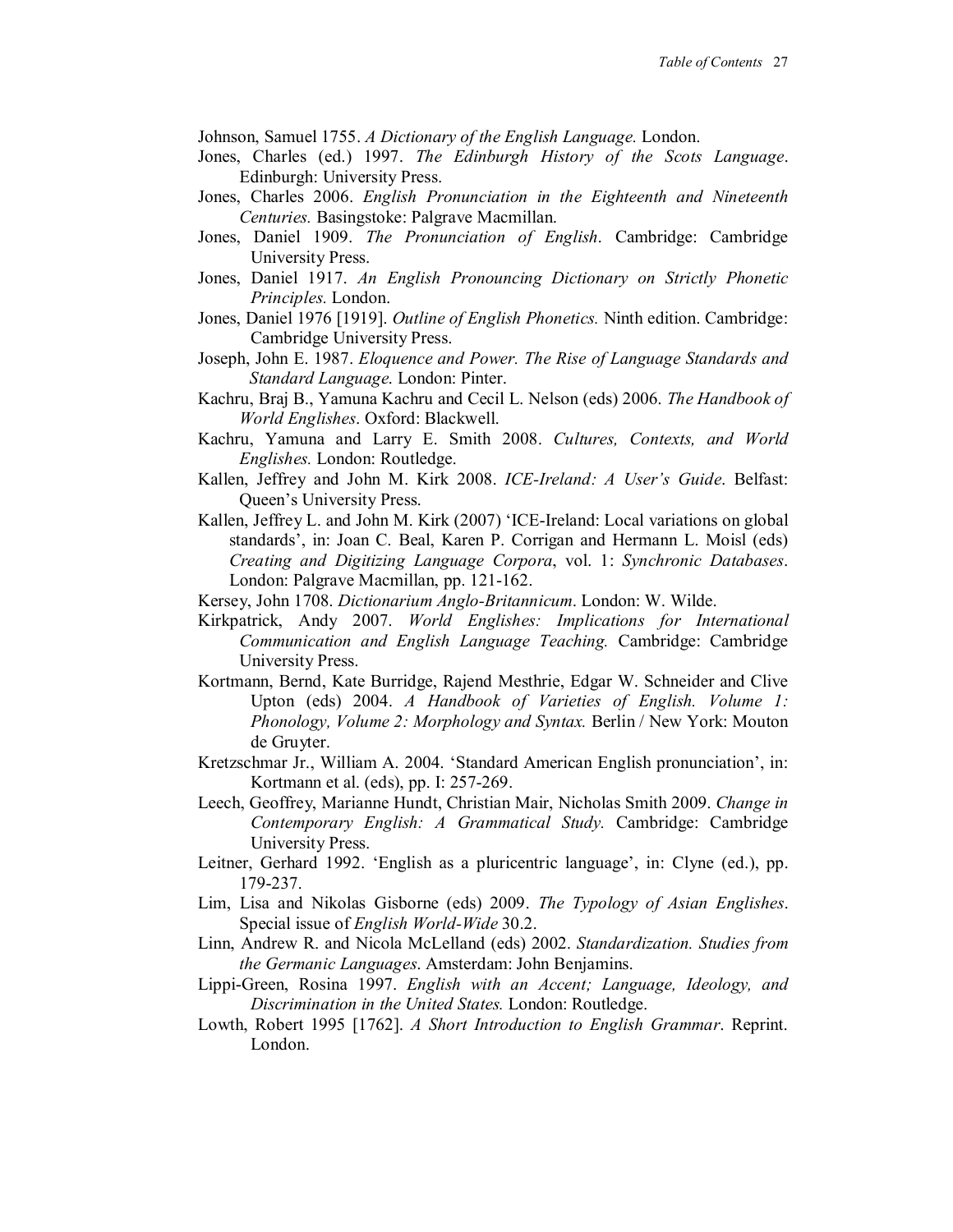Johnson, Samuel 1755. *A Dictionary of the English Language.* London.

Jones, Charles (ed.) 1997. *The Edinburgh History of the Scots Language*. Edinburgh: University Press.

Jones, Charles 2006. *English Pronunciation in the Eighteenth and Nineteenth Centuries.* Basingstoke: Palgrave Macmillan.

Jones, Daniel 1909. *The Pronunciation of English*. Cambridge: Cambridge University Press.

Jones, Daniel 1917. *An English Pronouncing Dictionary on Strictly Phonetic Principles.* London.

Jones, Daniel 1976 [1919]. *Outline of English Phonetics.* Ninth edition. Cambridge: Cambridge University Press.

Joseph, John E. 1987. *Eloquence and Power. The Rise of Language Standards and Standard Language*. London: Pinter.

Kachru, Braj B., Yamuna Kachru and Cecil L. Nelson (eds) 2006. *The Handbook of World Englishes*. Oxford: Blackwell.

Kachru, Yamuna and Larry E. Smith 2008. *Cultures, Contexts, and World Englishes.* London: Routledge.

Kallen, Jeffrey and John M. Kirk 2008. *ICE-Ireland: A User's Guide*. Belfast: Queen's University Press.

Kallen, Jeffrey L. and John M. Kirk (2007) 'ICE-Ireland: Local variations on global standards', in: Joan C. Beal, Karen P. Corrigan and Hermann L. Moisl (eds) *Creating and Digitizing Language Corpora*, vol. 1: *Synchronic Databases*. London: Palgrave Macmillan, pp. 121-162.

Kersey, John 1708. *Dictionarium Anglo-Britannicum*. London: W. Wilde.

Kirkpatrick, Andy 2007. *World Englishes: Implications for International Communication and English Language Teaching.* Cambridge: Cambridge University Press.

Kortmann, Bernd, Kate Burridge, Rajend Mesthrie, Edgar W. Schneider and Clive Upton (eds) 2004. *A Handbook of Varieties of English. Volume 1: Phonology, Volume 2: Morphology and Syntax.* Berlin / New York: Mouton de Gruyter.

Kretzschmar Jr., William A. 2004. 'Standard American English pronunciation', in: Kortmann et al. (eds), pp. I: 257-269.

Leech, Geoffrey, Marianne Hundt, Christian Mair, Nicholas Smith 2009. *Change in Contemporary English: A Grammatical Study.* Cambridge: Cambridge University Press.

Leitner, Gerhard 1992. 'English as a pluricentric language', in: Clyne (ed.), pp. 179-237.

Lim, Lisa and Nikolas Gisborne (eds) 2009. *The Typology of Asian Englishes*. Special issue of *English World-Wide* 30.2.

Linn, Andrew R. and Nicola McLelland (eds) 2002. *Standardization. Studies from the Germanic Languages*. Amsterdam: John Benjamins.

Lippi-Green, Rosina 1997. *English with an Accent; Language, Ideology, and Discrimination in the United States.* London: Routledge.

Lowth, Robert 1995 [1762]. *A Short Introduction to English Grammar*. Reprint. London.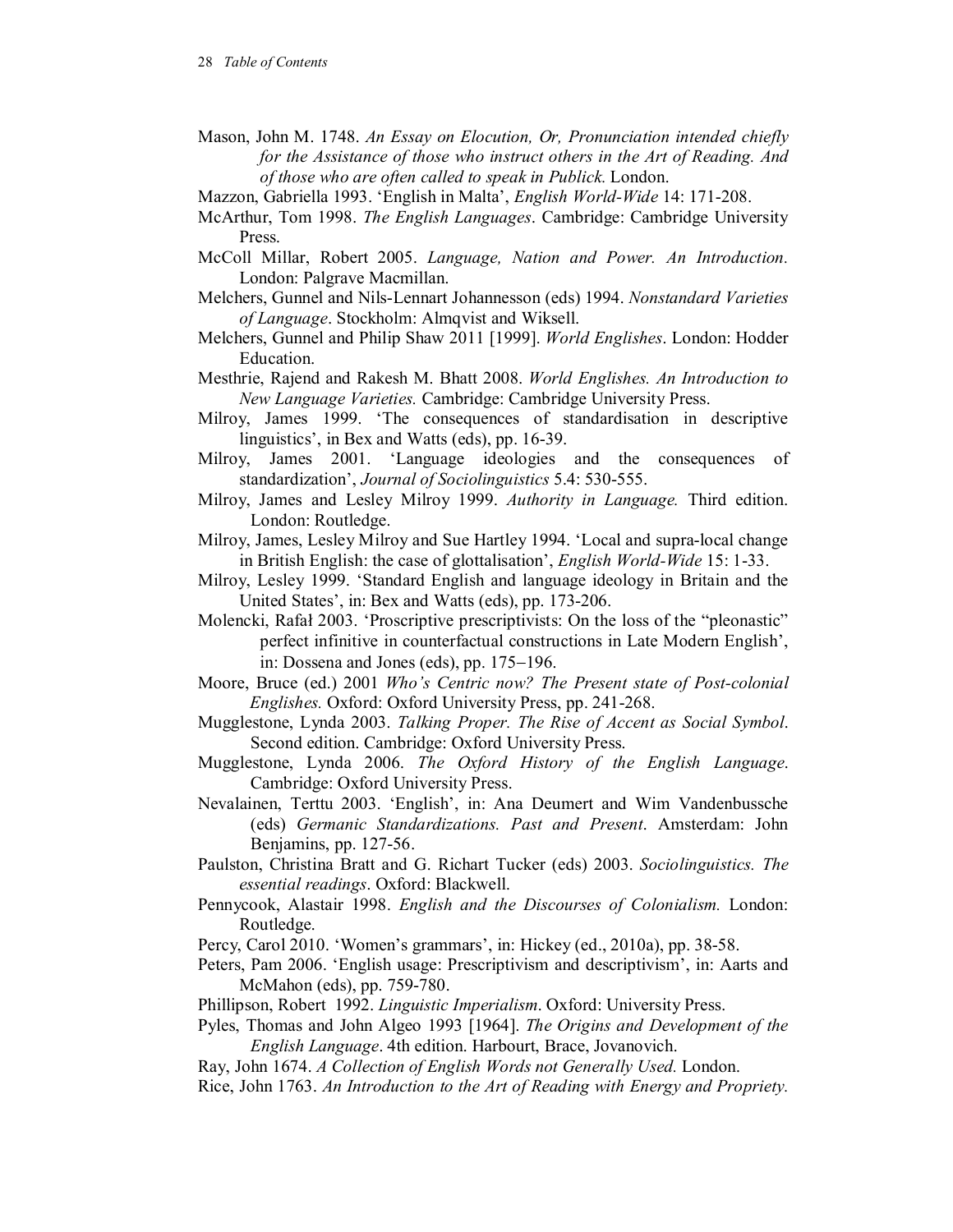Mason, John M. 1748. *An Essay on Elocution, Or, Pronunciation intended chiefly for the Assistance of those who instruct others in the Art of Reading. And of those who are often called to speak in Publick.* London.

Mazzon, Gabriella 1993. 'English in Malta', *English World-Wide* 14: 171-208.

McArthur, Tom 1998. *The English Languages*. Cambridge: Cambridge University Press.

McColl Millar, Robert 2005. *Language, Nation and Power. An Introduction.* London: Palgrave Macmillan.

Melchers, Gunnel and Nils-Lennart Johannesson (eds) 1994. *Nonstandard Varieties of Language*. Stockholm: Almqvist and Wiksell.

Melchers, Gunnel and Philip Shaw 2011 [1999]. *World Englishes*. London: Hodder Education.

Mesthrie, Rajend and Rakesh M. Bhatt 2008. *World Englishes. An Introduction to New Language Varieties.* Cambridge: Cambridge University Press.

Milroy, James 1999. 'The consequences of standardisation in descriptive linguistics', in Bex and Watts (eds), pp. 16-39.

Milroy, James 2001. 'Language ideologies and the consequences of standardization', *Journal of Sociolinguistics* 5.4: 530-555.

Milroy, James and Lesley Milroy 1999. *Authority in Language.* Third edition. London: Routledge.

Milroy, James, Lesley Milroy and Sue Hartley 1994. 'Local and supra-local change in British English: the case of glottalisation', *English World-Wide* 15: 1-33.

Milroy, Lesley 1999. 'Standard English and language ideology in Britain and the United States', in: Bex and Watts (eds), pp. 173-206.

Molencki, Rafał 2003. 'Proscriptive prescriptivists: On the loss of the "pleonastic" perfect infinitive in counterfactual constructions in Late Modern English', in: Dossena and Jones (eds), pp. 175–196.

Moore, Bruce (ed.) 2001 *Who's Centric now? The Present state of Post-colonial Englishes.* Oxford: Oxford University Press, pp. 241-268.

Mugglestone, Lynda 2003. *Talking Proper. The Rise of Accent as Social Symbol*. Second edition. Cambridge: Oxford University Press.

Mugglestone, Lynda 2006. *The Oxford History of the English Language*. Cambridge: Oxford University Press.

Nevalainen, Terttu 2003. 'English', in: Ana Deumert and Wim Vandenbussche (eds) *Germanic Standardizations. Past and Present*. Amsterdam: John Benjamins, pp. 127-56.

Paulston, Christina Bratt and G. Richart Tucker (eds) 2003. *Sociolinguistics. The essential readings*. Oxford: Blackwell.

Pennycook, Alastair 1998. *English and the Discourses of Colonialism.* London: Routledge.

Percy, Carol 2010. 'Women's grammars', in: Hickey (ed., 2010a), pp. 38-58.

Peters, Pam 2006. 'English usage: Prescriptivism and descriptivism', in: Aarts and McMahon (eds), pp. 759-780.

Phillipson, Robert 1992. *Linguistic Imperialism*. Oxford: University Press.

Pyles, Thomas and John Algeo 1993 [1964]. *The Origins and Development of the English Language*. 4th edition. Harbourt, Brace, Jovanovich.

Ray, John 1674. *A Collection of English Words not Generally Used.* London.

Rice, John 1763. *An Introduction to the Art of Reading with Energy and Propriety.*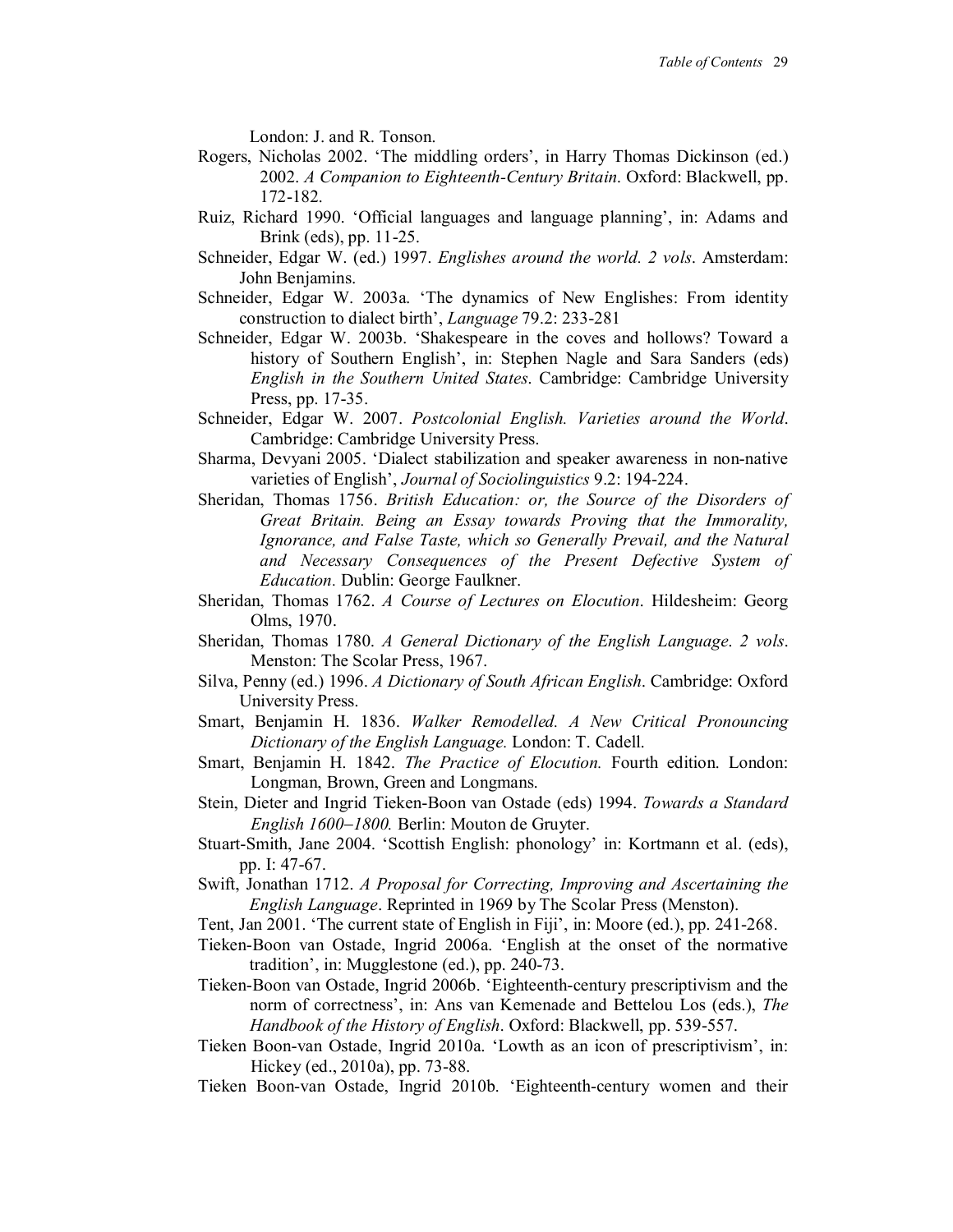London: J. and R. Tonson.

Rogers, Nicholas 2002. 'The middling orders', in Harry Thomas Dickinson (ed.) 2002. *A Companion to Eighteenth-Century Britain*. Oxford: Blackwell, pp. 172-182.

Ruiz, Richard 1990. 'Official languages and language planning', in: Adams and Brink (eds), pp. 11-25.

Schneider, Edgar W. (ed.) 1997. *Englishes around the world. 2 vols*. Amsterdam: John Benjamins.

Schneider, Edgar W. 2003a. 'The dynamics of New Englishes: From identity construction to dialect birth', *Language* 79.2: 233-281

Schneider, Edgar W. 2003b. 'Shakespeare in the coves and hollows? Toward a history of Southern English', in: Stephen Nagle and Sara Sanders (eds) *English in the Southern United States*. Cambridge: Cambridge University Press, pp. 17-35.

Schneider, Edgar W. 2007. *Postcolonial English. Varieties around the World*. Cambridge: Cambridge University Press.

Sharma, Devyani 2005. 'Dialect stabilization and speaker awareness in non-native varieties of English', *Journal of Sociolinguistics* 9.2: 194-224.

Sheridan, Thomas 1756. *British Education: or, the Source of the Disorders of Great Britain. Being an Essay towards Proving that the Immorality, Ignorance, and False Taste, which so Generally Prevail, and the Natural and Necessary Consequences of the Present Defective System of Education*. Dublin: George Faulkner.

Sheridan, Thomas 1762. *A Course of Lectures on Elocution*. Hildesheim: Georg Olms, 1970.

Sheridan, Thomas 1780. *A General Dictionary of the English Language. 2 vols*. Menston: The Scolar Press, 1967.

Silva, Penny (ed.) 1996. *A Dictionary of South African English*. Cambridge: Oxford University Press.

Smart, Benjamin H. 1836. *Walker Remodelled. A New Critical Pronouncing Dictionary of the English Language.* London: T. Cadell.

Smart, Benjamin H. 1842. *The Practice of Elocution.* Fourth edition. London: Longman, Brown, Green and Longmans.

Stein, Dieter and Ingrid Tieken-Boon van Ostade (eds) 1994. *Towards a Standard English 1600–1800.* Berlin: Mouton de Gruyter.

Stuart-Smith, Jane 2004. 'Scottish English: phonology' in: Kortmann et al. (eds), pp. I: 47-67.

Swift, Jonathan 1712. *A Proposal for Correcting, Improving and Ascertaining the English Language*. Reprinted in 1969 by The Scolar Press (Menston).

Tent, Jan 2001. 'The current state of English in Fiji', in: Moore (ed.), pp. 241-268.

Tieken-Boon van Ostade, Ingrid 2006a. 'English at the onset of the normative tradition', in: Mugglestone (ed.), pp. 240-73.

Tieken-Boon van Ostade, Ingrid 2006b. 'Eighteenth-century prescriptivism and the norm of correctness', in: Ans van Kemenade and Bettelou Los (eds.), *The Handbook of the History of English*. Oxford: Blackwell, pp. 539-557.

Tieken Boon-van Ostade, Ingrid 2010a. 'Lowth as an icon of prescriptivism', in: Hickey (ed., 2010a), pp. 73-88.

Tieken Boon-van Ostade, Ingrid 2010b. 'Eighteenth-century women and their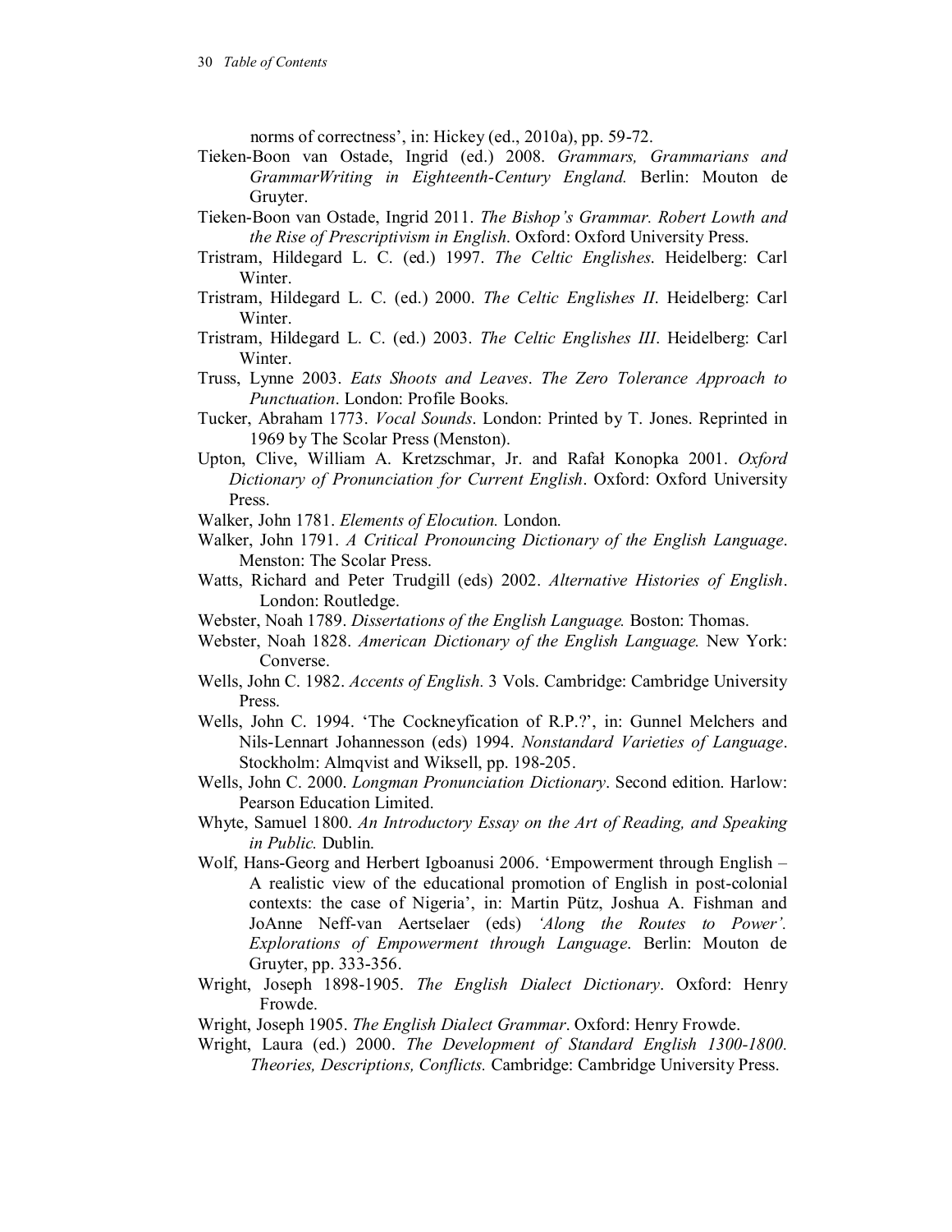norms of correctness', in: Hickey (ed., 2010a), pp. 59-72.

Tieken-Boon van Ostade, Ingrid (ed.) 2008. *Grammars, Grammarians and GrammarWriting in Eighteenth-Century England.* Berlin: Mouton de Gruyter.

Tieken-Boon van Ostade, Ingrid 2011. *The Bishop's Grammar. Robert Lowth and the Rise of Prescriptivism in English.* Oxford: Oxford University Press.

Tristram, Hildegard L. C. (ed.) 1997. *The Celtic Englishes.* Heidelberg: Carl Winter.

Tristram, Hildegard L. C. (ed.) 2000. *The Celtic Englishes II*. Heidelberg: Carl Winter.

Tristram, Hildegard L. C. (ed.) 2003. *The Celtic Englishes III*. Heidelberg: Carl Winter.

Truss, Lynne 2003. *Eats Shoots and Leaves*. *The Zero Tolerance Approach to Punctuation*. London: Profile Books.

Tucker, Abraham 1773. *Vocal Sounds*. London: Printed by T. Jones. Reprinted in 1969 by The Scolar Press (Menston).

Upton, Clive, William A. Kretzschmar, Jr. and Rafał Konopka 2001. *Oxford Dictionary of Pronunciation for Current English*. Oxford: Oxford University Press.

Walker, John 1781. *Elements of Elocution.* London.

Walker, John 1791. *A Critical Pronouncing Dictionary of the English Language*. Menston: The Scolar Press.

Watts, Richard and Peter Trudgill (eds) 2002. *Alternative Histories of English*. London: Routledge.

Webster, Noah 1789. *Dissertations of the English Language.* Boston: Thomas.

Webster, Noah 1828. *American Dictionary of the English Language.* New York: Converse.

Wells, John C. 1982. *Accents of English.* 3 Vols. Cambridge: Cambridge University Press.

Wells, John C. 1994. 'The Cockneyfication of R.P.?', in: Gunnel Melchers and Nils-Lennart Johannesson (eds) 1994. *Nonstandard Varieties of Language*. Stockholm: Almqvist and Wiksell, pp. 198-205.

Wells, John C. 2000. *Longman Pronunciation Dictionary*. Second edition. Harlow: Pearson Education Limited.

Whyte, Samuel 1800. *An Introductory Essay on the Art of Reading, and Speaking in Public.* Dublin.

Wolf, Hans-Georg and Herbert Igboanusi 2006. 'Empowerment through English – A realistic view of the educational promotion of English in post-colonial contexts: the case of Nigeria', in: Martin Pütz, Joshua A. Fishman and JoAnne Neff-van Aertselaer (eds) *'Along the Routes to Power'. Explorations of Empowerment through Language*. Berlin: Mouton de Gruyter, pp. 333-356.

Wright, Joseph 1898-1905. *The English Dialect Dictionary*. Oxford: Henry Frowde.

Wright, Joseph 1905. *The English Dialect Grammar*. Oxford: Henry Frowde.

Wright, Laura (ed.) 2000. *The Development of Standard English 1300-1800. Theories, Descriptions, Conflicts.* Cambridge: Cambridge University Press.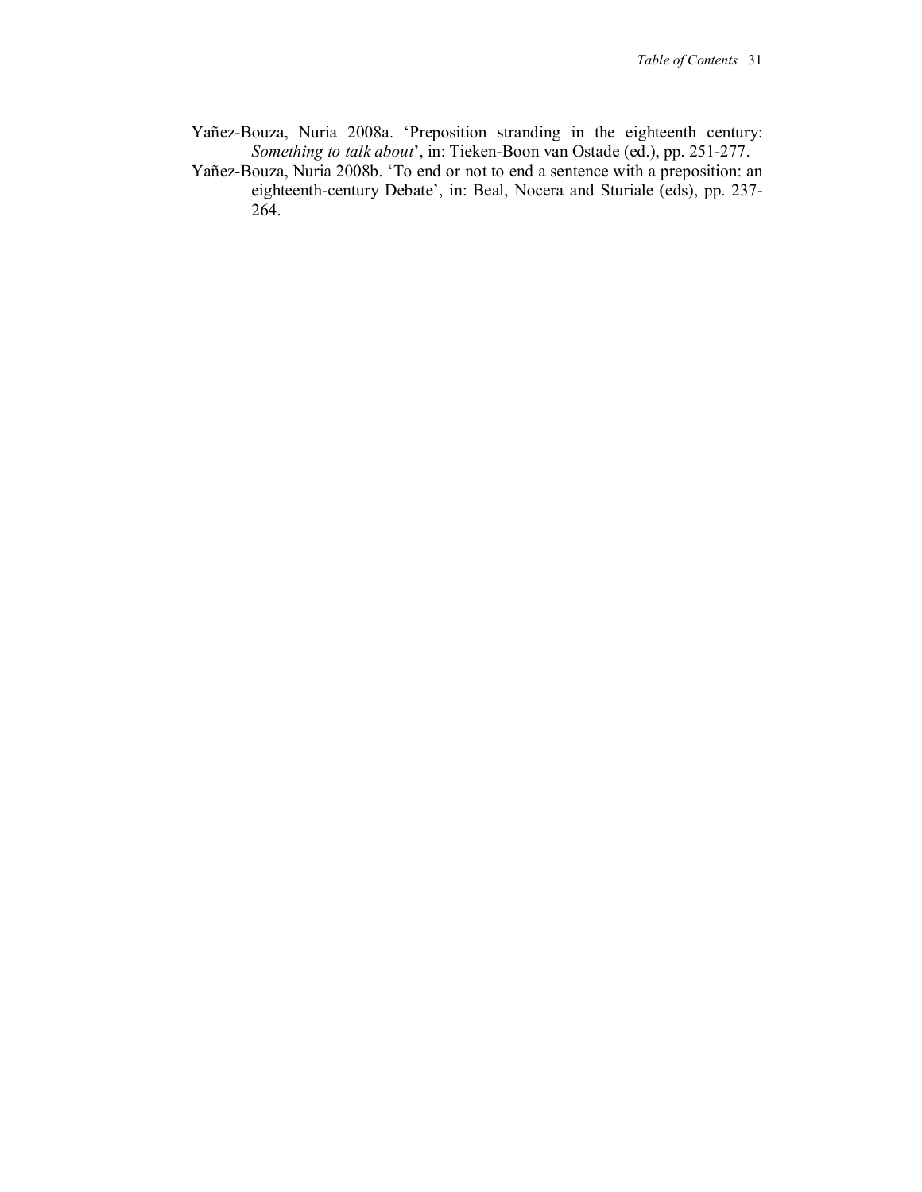Yañez-Bouza, Nuria 2008a. 'Preposition stranding in the eighteenth century: *Something to talk about*', in: Tieken-Boon van Ostade (ed.), pp. 251-277.

Yañez-Bouza, Nuria 2008b. 'To end or not to end a sentence with a preposition: an eighteenth-century Debate', in: Beal, Nocera and Sturiale (eds), pp. 237-264.